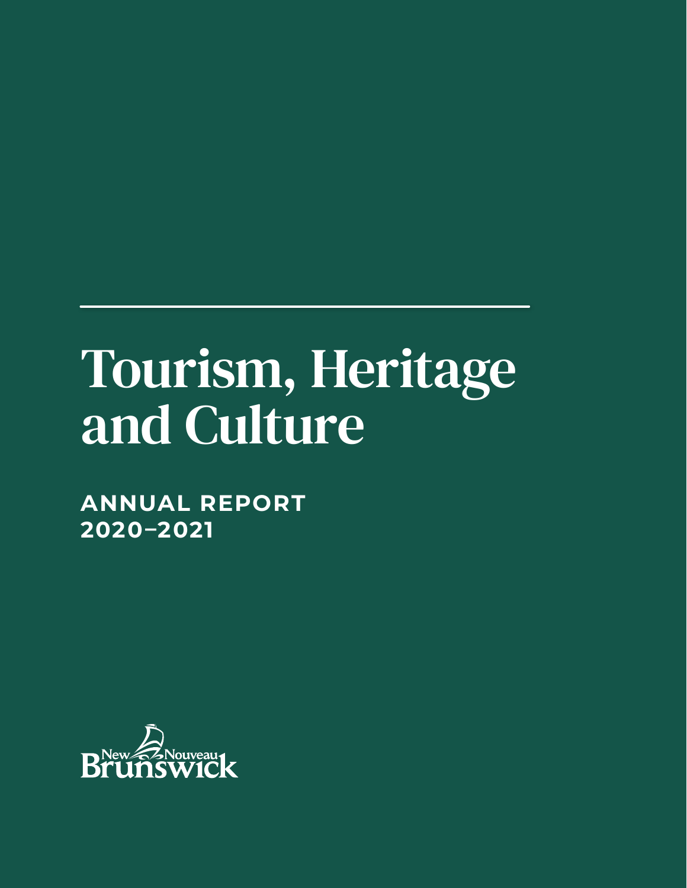# Tourism, Heritage and Culture

**ANNUAL REPORT 2020–2021**

New Nouveau Brunswick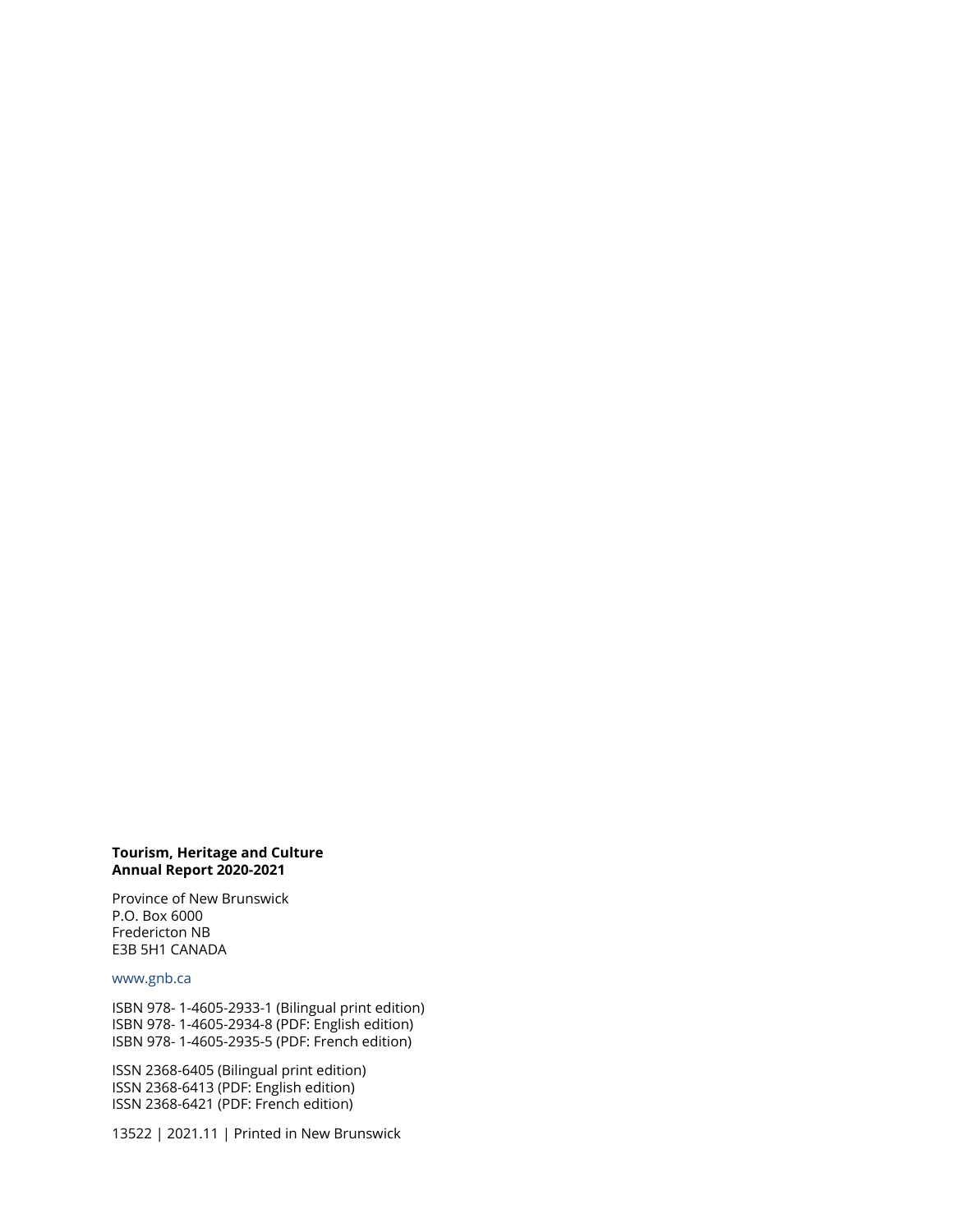**Tourism, Heritage and Culture**
**Annual Report 2020-2021**

Province of New Brunswick
P.O. Box 6000
Fredericton NB
E3B 5H1 CANADA

www.gnb.ca

ISBN 978- 1-4605-2933-1 (Bilingual print edition)
ISBN 978- 1-4605-2934-8 (PDF: English edition)
ISBN 978- 1-4605-2935-5 (PDF: French edition)

ISSN 2368-6405 (Bilingual print edition)
ISSN 2368-6413 (PDF: English edition)
ISSN 2368-6421 (PDF: French edition)

13522 | 2021.11 | Printed in New Brunswick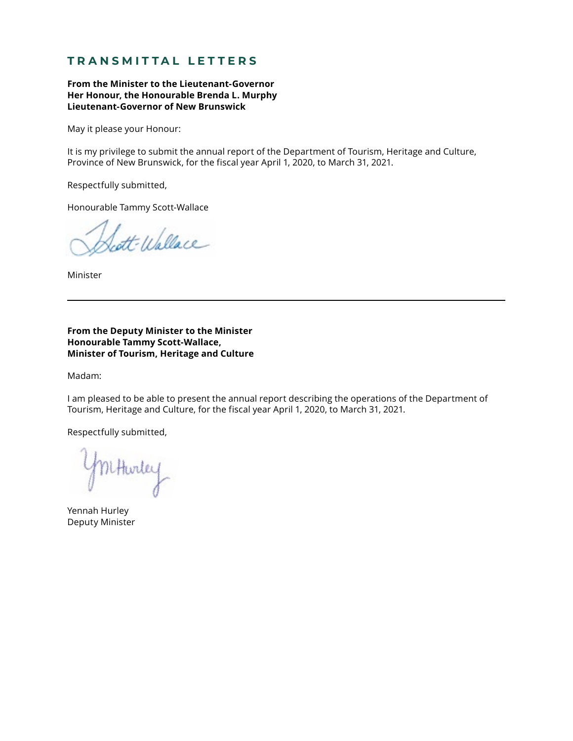## TRANSMITTAL LETTERS

**From the Minister to the Lieutenant-Governor**
**Her Honour, the Honourable Brenda L. Murphy**
**Lieutenant-Governor of New Brunswick**

May it please your Honour:

It is my privilege to submit the annual report of the Department of Tourism, Heritage and Culture, Province of New Brunswick, for the fiscal year April 1, 2020, to March 31, 2021.

Respectfully submitted,

Honourable Tammy Scott-Wallace

Minister

---

**From the Deputy Minister to the Minister**
**Honourable Tammy Scott-Wallace,**
**Minister of Tourism, Heritage and Culture**

Madam:

I am pleased to be able to present the annual report describing the operations of the Department of Tourism, Heritage and Culture, for the fiscal year April 1, 2020, to March 31, 2021.

Respectfully submitted,

Yennah Hurley
Deputy Minister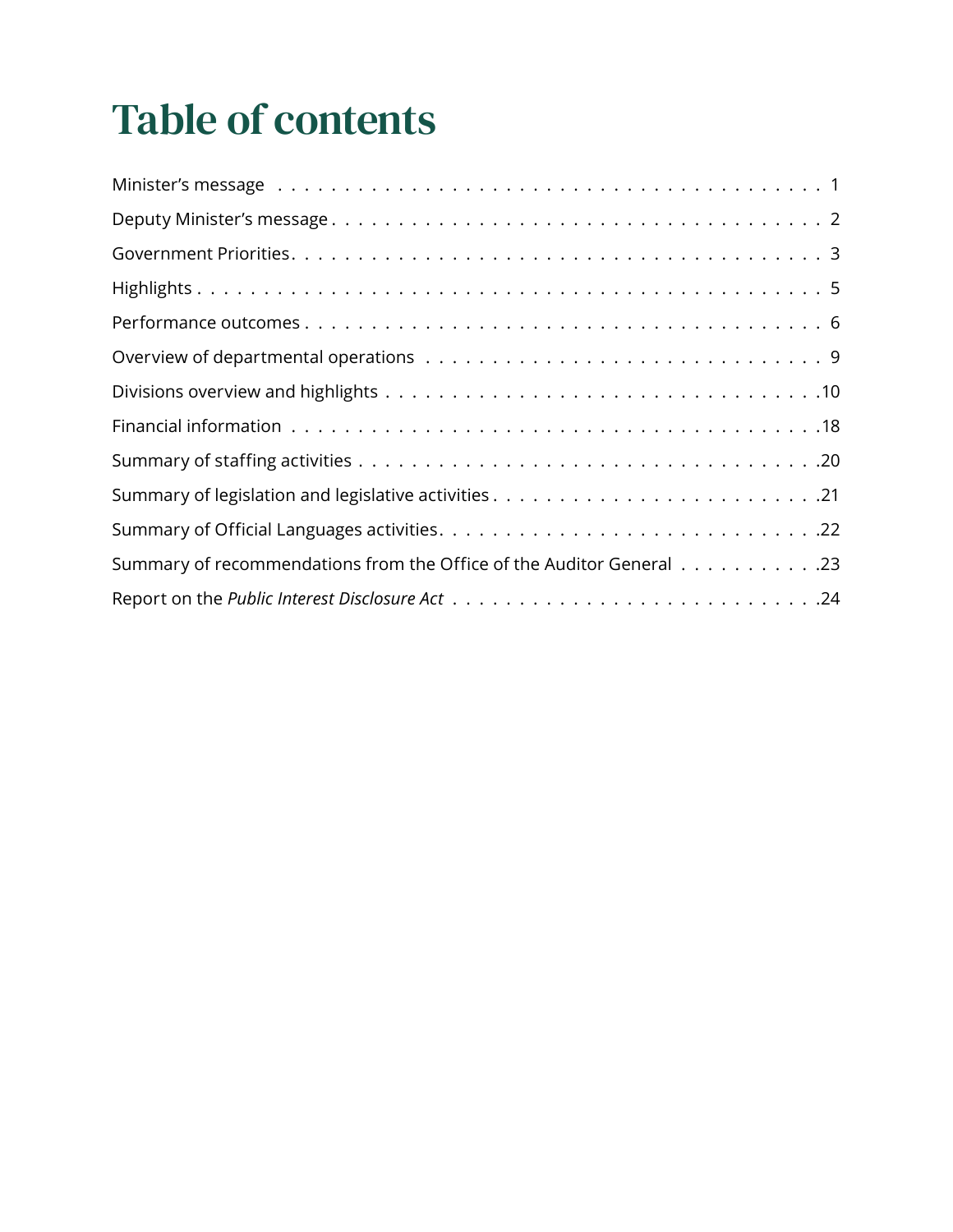# Table of contents

Minister's message . . . . . . . . . . 1

Deputy Minister's message . . . . . . . . . . 2

Government Priorities . . . . . . . . . . 3

Highlights . . . . . . . . . . 5

Performance outcomes . . . . . . . . . . 6

Overview of departmental operations . . . . . . . . . . 9

Divisions overview and highlights . . . . . . . . . . 10

Financial information . . . . . . . . . . 18

Summary of staffing activities . . . . . . . . . . 20

Summary of legislation and legislative activities . . . . . . . . . . 21

Summary of Official Languages activities . . . . . . . . . . 22

Summary of recommendations from the Office of the Auditor General . . . . . . . . . . 23

Report on the *Public Interest Disclosure Act* . . . . . . . . . . 24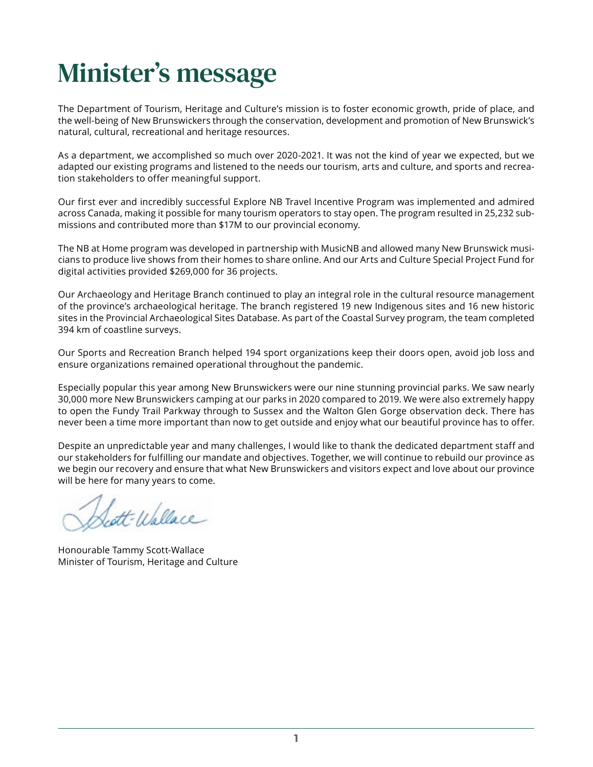# Minister's message

The Department of Tourism, Heritage and Culture's mission is to foster economic growth, pride of place, and the well-being of New Brunswickers through the conservation, development and promotion of New Brunswick's natural, cultural, recreational and heritage resources.

As a department, we accomplished so much over 2020-2021. It was not the kind of year we expected, but we adapted our existing programs and listened to the needs our tourism, arts and culture, and sports and recreation stakeholders to offer meaningful support.

Our first ever and incredibly successful Explore NB Travel Incentive Program was implemented and admired across Canada, making it possible for many tourism operators to stay open. The program resulted in 25,232 submissions and contributed more than $17M to our provincial economy.

The NB at Home program was developed in partnership with MusicNB and allowed many New Brunswick musicians to produce live shows from their homes to share online. And our Arts and Culture Special Project Fund for digital activities provided $269,000 for 36 projects.

Our Archaeology and Heritage Branch continued to play an integral role in the cultural resource management of the province's archaeological heritage. The branch registered 19 new Indigenous sites and 16 new historic sites in the Provincial Archaeological Sites Database. As part of the Coastal Survey program, the team completed 394 km of coastline surveys.

Our Sports and Recreation Branch helped 194 sport organizations keep their doors open, avoid job loss and ensure organizations remained operational throughout the pandemic.

Especially popular this year among New Brunswickers were our nine stunning provincial parks. We saw nearly 30,000 more New Brunswickers camping at our parks in 2020 compared to 2019. We were also extremely happy to open the Fundy Trail Parkway through to Sussex and the Walton Glen Gorge observation deck. There has never been a time more important than now to get outside and enjoy what our beautiful province has to offer.

Despite an unpredictable year and many challenges, I would like to thank the dedicated department staff and our stakeholders for fulfilling our mandate and objectives. Together, we will continue to rebuild our province as we begin our recovery and ensure that what New Brunswickers and visitors expect and love about our province will be here for many years to come.

Honourable Tammy Scott-Wallace
Minister of Tourism, Heritage and Culture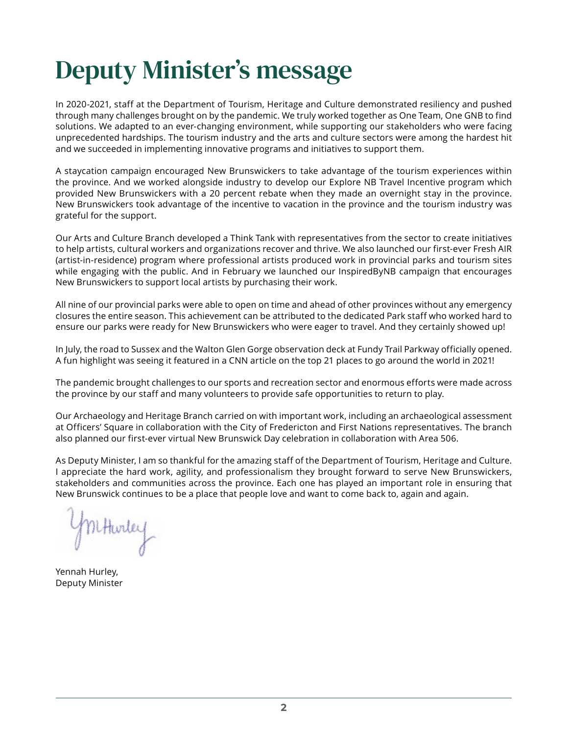# Deputy Minister's message

In 2020-2021, staff at the Department of Tourism, Heritage and Culture demonstrated resiliency and pushed through many challenges brought on by the pandemic. We truly worked together as One Team, One GNB to find solutions. We adapted to an ever-changing environment, while supporting our stakeholders who were facing unprecedented hardships. The tourism industry and the arts and culture sectors were among the hardest hit and we succeeded in implementing innovative programs and initiatives to support them.

A staycation campaign encouraged New Brunswickers to take advantage of the tourism experiences within the province. And we worked alongside industry to develop our Explore NB Travel Incentive program which provided New Brunswickers with a 20 percent rebate when they made an overnight stay in the province. New Brunswickers took advantage of the incentive to vacation in the province and the tourism industry was grateful for the support.

Our Arts and Culture Branch developed a Think Tank with representatives from the sector to create initiatives to help artists, cultural workers and organizations recover and thrive. We also launched our first-ever Fresh AIR (artist-in-residence) program where professional artists produced work in provincial parks and tourism sites while engaging with the public. And in February we launched our InspiredByNB campaign that encourages New Brunswickers to support local artists by purchasing their work.

All nine of our provincial parks were able to open on time and ahead of other provinces without any emergency closures the entire season. This achievement can be attributed to the dedicated Park staff who worked hard to ensure our parks were ready for New Brunswickers who were eager to travel. And they certainly showed up!

In July, the road to Sussex and the Walton Glen Gorge observation deck at Fundy Trail Parkway officially opened. A fun highlight was seeing it featured in a CNN article on the top 21 places to go around the world in 2021!

The pandemic brought challenges to our sports and recreation sector and enormous efforts were made across the province by our staff and many volunteers to provide safe opportunities to return to play.

Our Archaeology and Heritage Branch carried on with important work, including an archaeological assessment at Officers' Square in collaboration with the City of Fredericton and First Nations representatives. The branch also planned our first-ever virtual New Brunswick Day celebration in collaboration with Area 506.

As Deputy Minister, I am so thankful for the amazing staff of the Department of Tourism, Heritage and Culture. I appreciate the hard work, agility, and professionalism they brought forward to serve New Brunswickers, stakeholders and communities across the province. Each one has played an important role in ensuring that New Brunswick continues to be a place that people love and want to come back to, again and again.

Yennah Hurley,
Deputy Minister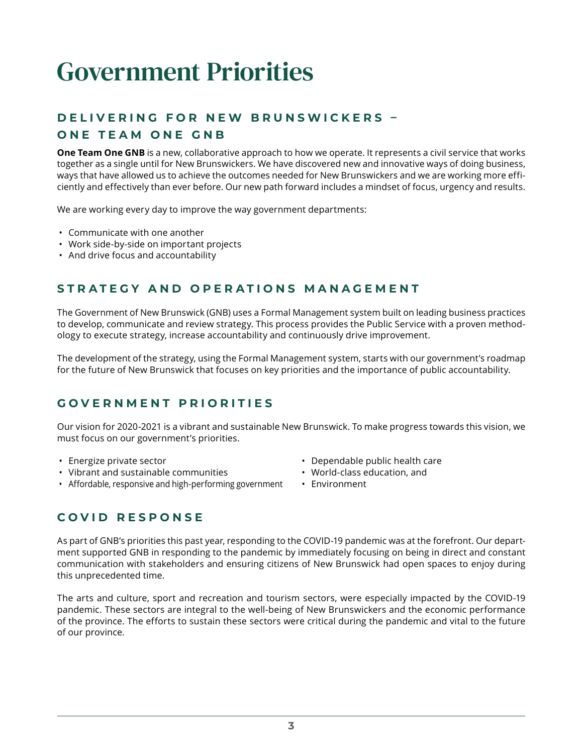# Government Priorities

## DELIVERING FOR NEW BRUNSWICKERS – ONE TEAM ONE GNB

**One Team One GNB** is a new, collaborative approach to how we operate. It represents a civil service that works together as a single until for New Brunswickers. We have discovered new and innovative ways of doing business, ways that have allowed us to achieve the outcomes needed for New Brunswickers and we are working more efficiently and effectively than ever before. Our new path forward includes a mindset of focus, urgency and results.

We are working every day to improve the way government departments:

- Communicate with one another
- Work side-by-side on important projects
- And drive focus and accountability

## STRATEGY AND OPERATIONS MANAGEMENT

The Government of New Brunswick (GNB) uses a Formal Management system built on leading business practices to develop, communicate and review strategy. This process provides the Public Service with a proven methodology to execute strategy, increase accountability and continuously drive improvement.

The development of the strategy, using the Formal Management system, starts with our government's roadmap for the future of New Brunswick that focuses on key priorities and the importance of public accountability.

## GOVERNMENT PRIORITIES

Our vision for 2020-2021 is a vibrant and sustainable New Brunswick. To make progress towards this vision, we must focus on our government's priorities.

- Energize private sector
- Vibrant and sustainable communities
- Affordable, responsive and high-performing government
- Dependable public health care
- World-class education, and
- Environment

## COVID RESPONSE

As part of GNB's priorities this past year, responding to the COVID-19 pandemic was at the forefront. Our department supported GNB in responding to the pandemic by immediately focusing on being in direct and constant communication with stakeholders and ensuring citizens of New Brunswick had open spaces to enjoy during this unprecedented time.

The arts and culture, sport and recreation and tourism sectors, were especially impacted by the COVID-19 pandemic. These sectors are integral to the well-being of New Brunswickers and the economic performance of the province. The efforts to sustain these sectors were critical during the pandemic and vital to the future of our province.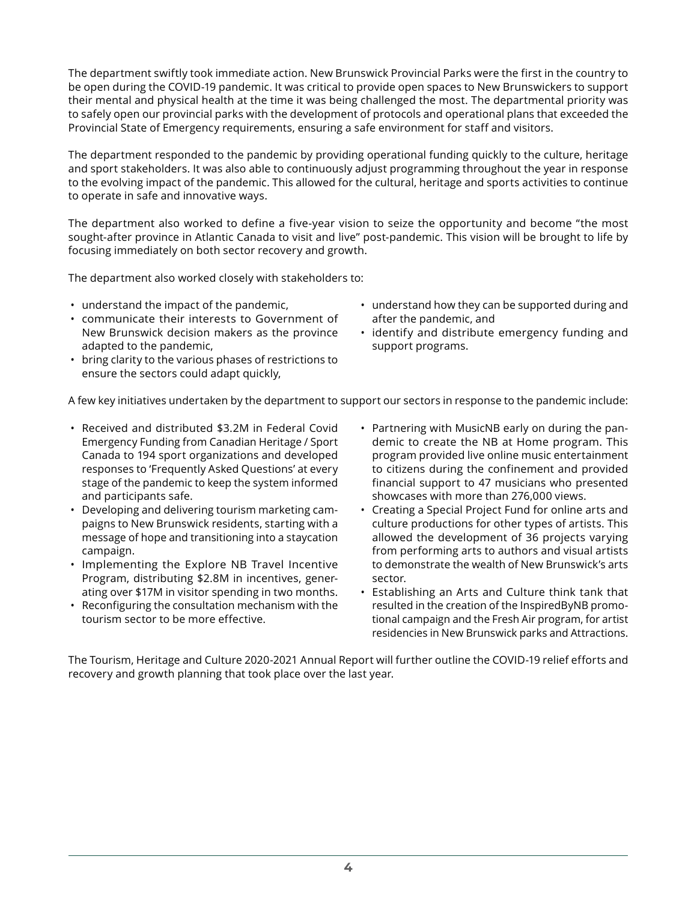The department swiftly took immediate action. New Brunswick Provincial Parks were the first in the country to be open during the COVID-19 pandemic. It was critical to provide open spaces to New Brunswickers to support their mental and physical health at the time it was being challenged the most. The departmental priority was to safely open our provincial parks with the development of protocols and operational plans that exceeded the Provincial State of Emergency requirements, ensuring a safe environment for staff and visitors.

The department responded to the pandemic by providing operational funding quickly to the culture, heritage and sport stakeholders. It was also able to continuously adjust programming throughout the year in response to the evolving impact of the pandemic. This allowed for the cultural, heritage and sports activities to continue to operate in safe and innovative ways.

The department also worked to define a five-year vision to seize the opportunity and become "the most sought-after province in Atlantic Canada to visit and live" post-pandemic. This vision will be brought to life by focusing immediately on both sector recovery and growth.

The department also worked closely with stakeholders to:

- understand the impact of the pandemic,
- communicate their interests to Government of New Brunswick decision makers as the province adapted to the pandemic,
- bring clarity to the various phases of restrictions to ensure the sectors could adapt quickly,
- understand how they can be supported during and after the pandemic, and
- identify and distribute emergency funding and support programs.

A few key initiatives undertaken by the department to support our sectors in response to the pandemic include:

- Received and distributed $3.2M in Federal Covid Emergency Funding from Canadian Heritage / Sport Canada to 194 sport organizations and developed responses to 'Frequently Asked Questions' at every stage of the pandemic to keep the system informed and participants safe.
- Developing and delivering tourism marketing campaigns to New Brunswick residents, starting with a message of hope and transitioning into a staycation campaign.
- Implementing the Explore NB Travel Incentive Program, distributing $2.8M in incentives, generating over $17M in visitor spending in two months.
- Reconfiguring the consultation mechanism with the tourism sector to be more effective.
- Partnering with MusicNB early on during the pandemic to create the NB at Home program. This program provided live online music entertainment to citizens during the confinement and provided financial support to 47 musicians who presented showcases with more than 276,000 views.
- Creating a Special Project Fund for online arts and culture productions for other types of artists. This allowed the development of 36 projects varying from performing arts to authors and visual artists to demonstrate the wealth of New Brunswick's arts sector.
- Establishing an Arts and Culture think tank that resulted in the creation of the InspiredByNB promotional campaign and the Fresh Air program, for artist residencies in New Brunswick parks and Attractions.

The Tourism, Heritage and Culture 2020-2021 Annual Report will further outline the COVID-19 relief efforts and recovery and growth planning that took place over the last year.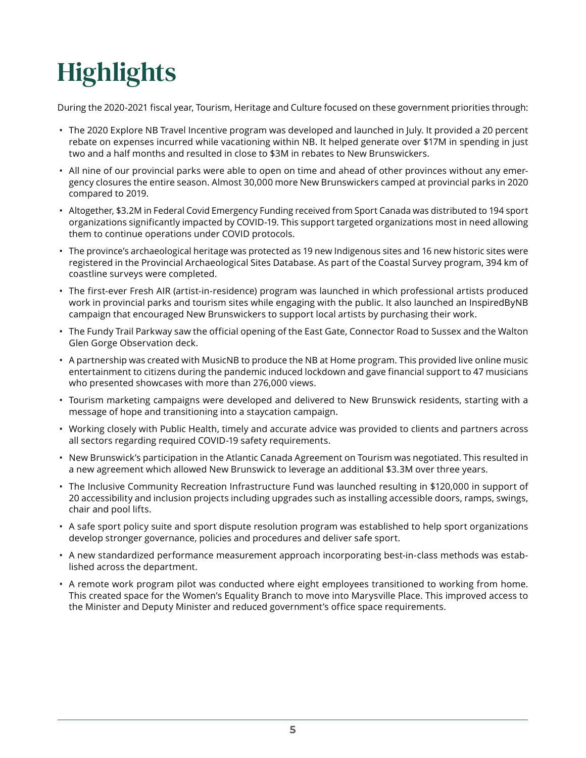# Highlights

During the 2020-2021 fiscal year, Tourism, Heritage and Culture focused on these government priorities through:

- The 2020 Explore NB Travel Incentive program was developed and launched in July. It provided a 20 percent rebate on expenses incurred while vacationing within NB. It helped generate over $17M in spending in just two and a half months and resulted in close to $3M in rebates to New Brunswickers.
- All nine of our provincial parks were able to open on time and ahead of other provinces without any emergency closures the entire season. Almost 30,000 more New Brunswickers camped at provincial parks in 2020 compared to 2019.
- Altogether, $3.2M in Federal Covid Emergency Funding received from Sport Canada was distributed to 194 sport organizations significantly impacted by COVID-19. This support targeted organizations most in need allowing them to continue operations under COVID protocols.
- The province's archaeological heritage was protected as 19 new Indigenous sites and 16 new historic sites were registered in the Provincial Archaeological Sites Database. As part of the Coastal Survey program, 394 km of coastline surveys were completed.
- The first-ever Fresh AIR (artist-in-residence) program was launched in which professional artists produced work in provincial parks and tourism sites while engaging with the public. It also launched an InspiredByNB campaign that encouraged New Brunswickers to support local artists by purchasing their work.
- The Fundy Trail Parkway saw the official opening of the East Gate, Connector Road to Sussex and the Walton Glen Gorge Observation deck.
- A partnership was created with MusicNB to produce the NB at Home program. This provided live online music entertainment to citizens during the pandemic induced lockdown and gave financial support to 47 musicians who presented showcases with more than 276,000 views.
- Tourism marketing campaigns were developed and delivered to New Brunswick residents, starting with a message of hope and transitioning into a staycation campaign.
- Working closely with Public Health, timely and accurate advice was provided to clients and partners across all sectors regarding required COVID-19 safety requirements.
- New Brunswick's participation in the Atlantic Canada Agreement on Tourism was negotiated. This resulted in a new agreement which allowed New Brunswick to leverage an additional $3.3M over three years.
- The Inclusive Community Recreation Infrastructure Fund was launched resulting in $120,000 in support of 20 accessibility and inclusion projects including upgrades such as installing accessible doors, ramps, swings, chair and pool lifts.
- A safe sport policy suite and sport dispute resolution program was established to help sport organizations develop stronger governance, policies and procedures and deliver safe sport.
- A new standardized performance measurement approach incorporating best-in-class methods was established across the department.
- A remote work program pilot was conducted where eight employees transitioned to working from home. This created space for the Women's Equality Branch to move into Marysville Place. This improved access to the Minister and Deputy Minister and reduced government's office space requirements.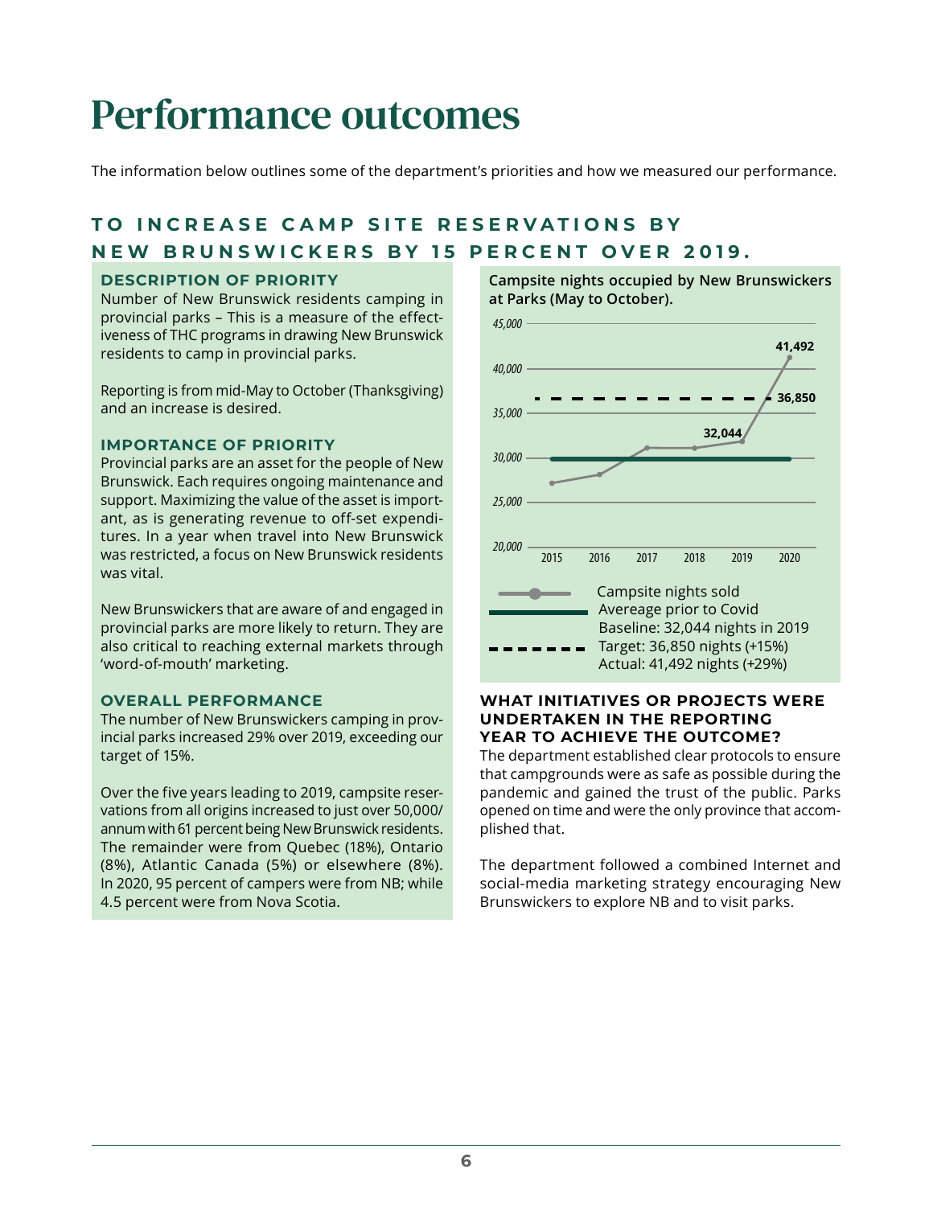# Performance outcomes

The information below outlines some of the department's priorities and how we measured our performance.

## TO INCREASE CAMP SITE RESERVATIONS BY NEW BRUNSWICKERS BY 15 PERCENT OVER 2019.

### DESCRIPTION OF PRIORITY

Number of New Brunswick residents camping in provincial parks – This is a measure of the effectiveness of THC programs in drawing New Brunswick residents to camp in provincial parks.

Reporting is from mid-May to October (Thanksgiving) and an increase is desired.

### IMPORTANCE OF PRIORITY

Provincial parks are an asset for the people of New Brunswick. Each requires ongoing maintenance and support. Maximizing the value of the asset is important, as is generating revenue to off-set expenditures. In a year when travel into New Brunswick was restricted, a focus on New Brunswick residents was vital.

New Brunswickers that are aware of and engaged in provincial parks are more likely to return. They are also critical to reaching external markets through 'word-of-mouth' marketing.

### OVERALL PERFORMANCE

The number of New Brunswickers camping in provincial parks increased 29% over 2019, exceeding our target of 15%.

Over the five years leading to 2019, campsite reservations from all origins increased to just over 50,000/annum with 61 percent being New Brunswick residents. The remainder were from Quebec (18%), Ontario (8%), Atlantic Canada (5%) or elsewhere (8%). In 2020, 95 percent of campers were from NB; while 4.5 percent were from Nova Scotia.

**Campsite nights occupied by New Brunswickers at Parks (May to October).**

| Year | Campsite nights sold |
|---|---|
| 2019 | 32,044 |
| 2020 | 41,492 |

Target: 36,850

- Campsite nights sold
- Averaage prior to Covid
- Baseline: 32,044 nights in 2019
- Target: 36,850 nights (+15%)
- Actual: 41,492 nights (+29%)

### WHAT INITIATIVES OR PROJECTS WERE UNDERTAKEN IN THE REPORTING YEAR TO ACHIEVE THE OUTCOME?

The department established clear protocols to ensure that campgrounds were as safe as possible during the pandemic and gained the trust of the public. Parks opened on time and were the only province that accomplished that.

The department followed a combined Internet and social-media marketing strategy encouraging New Brunswickers to explore NB and to visit parks.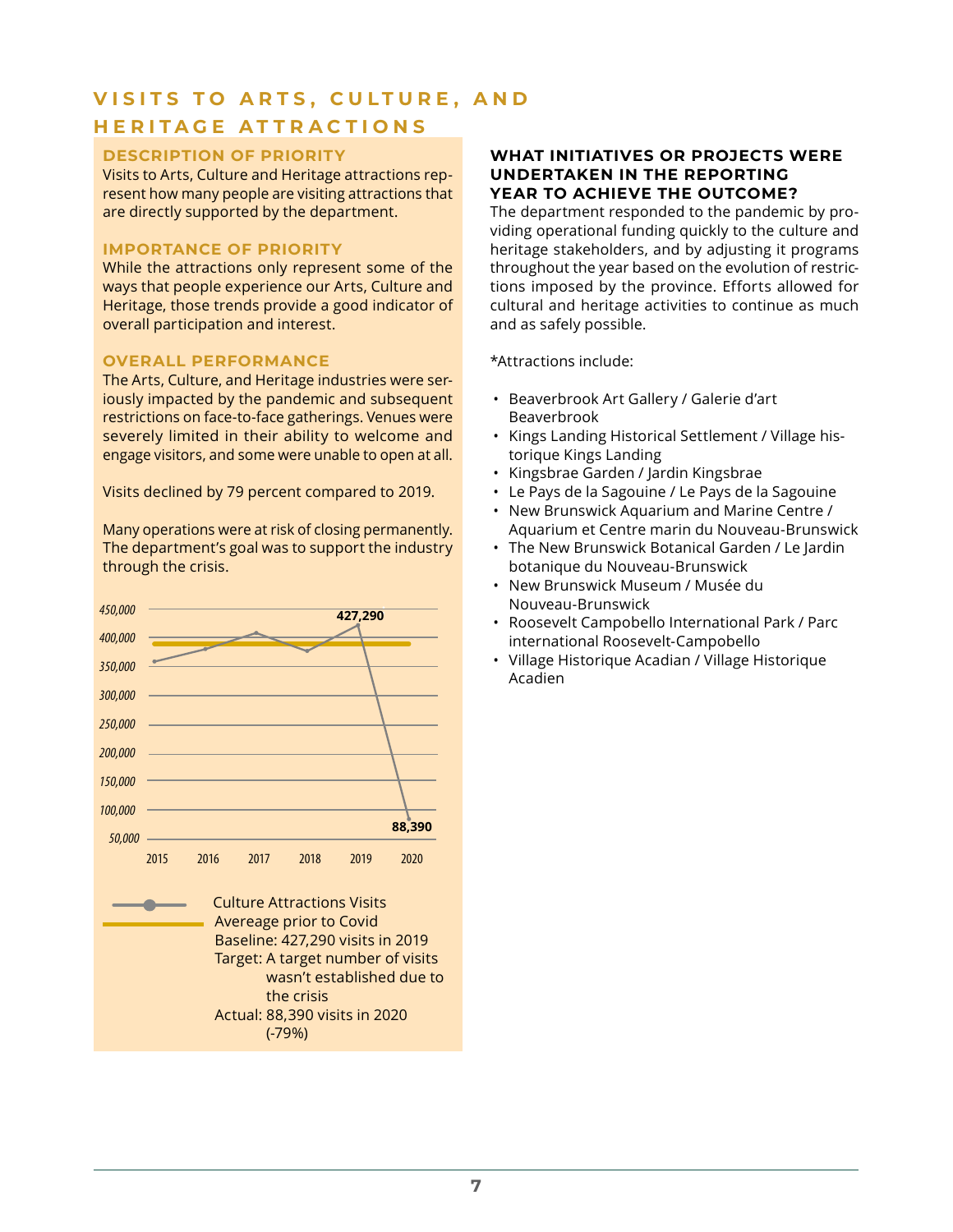## VISITS TO ARTS, CULTURE, AND HERITAGE ATTRACTIONS

### DESCRIPTION OF PRIORITY

Visits to Arts, Culture and Heritage attractions represent how many people are visiting attractions that are directly supported by the department.

### IMPORTANCE OF PRIORITY

While the attractions only represent some of the ways that people experience our Arts, Culture and Heritage, those trends provide a good indicator of overall participation and interest.

### OVERALL PERFORMANCE

The Arts, Culture, and Heritage industries were seriously impacted by the pandemic and subsequent restrictions on face-to-face gatherings. Venues were severely limited in their ability to welcome and engage visitors, and some were unable to open at all.

Visits declined by 79 percent compared to 2019.

Many operations were at risk of closing permanently. The department's goal was to support the industry through the crisis.

450,000
400,000
350,000
300,000
250,000
200,000
150,000
100,000
50,000

2015 2016 2017 2018 2019 2020

427,290
88,390

Culture Attractions Visits
Avereage prior to Covid

Baseline: 427,290 visits in 2019
Target: A target number of visits wasn't established due to the crisis
Actual: 88,390 visits in 2020 (-79%)

### WHAT INITIATIVES OR PROJECTS WERE UNDERTAKEN IN THE REPORTING YEAR TO ACHIEVE THE OUTCOME?

The department responded to the pandemic by providing operational funding quickly to the culture and heritage stakeholders, and by adjusting it programs throughout the year based on the evolution of restrictions imposed by the province. Efforts allowed for cultural and heritage activities to continue as much and as safely possible.

*Attractions include:

- Beaverbrook Art Gallery / Galerie d'art Beaverbrook
- Kings Landing Historical Settlement / Village historique Kings Landing
- Kingsbrae Garden / Jardin Kingsbrae
- Le Pays de la Sagouine / Le Pays de la Sagouine
- New Brunswick Aquarium and Marine Centre / Aquarium et Centre marin du Nouveau-Brunswick
- The New Brunswick Botanical Garden / Le Jardin botanique du Nouveau-Brunswick
- New Brunswick Museum / Musée du Nouveau-Brunswick
- Roosevelt Campobello International Park / Parc international Roosevelt-Campobello
- Village Historique Acadian / Village Historique Acadien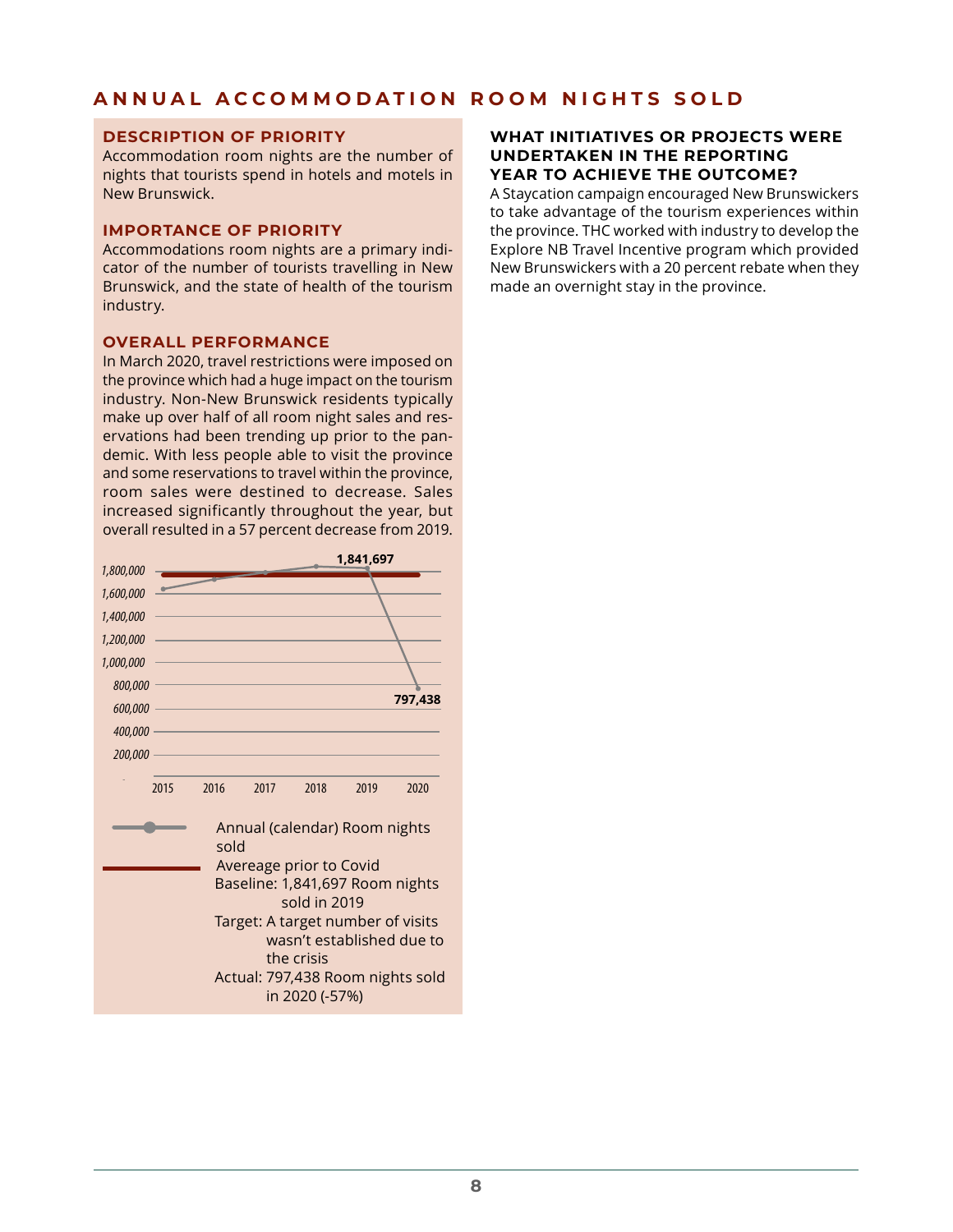## ANNUAL ACCOMMODATION ROOM NIGHTS SOLD

### DESCRIPTION OF PRIORITY

Accommodation room nights are the number of nights that tourists spend in hotels and motels in New Brunswick.

### IMPORTANCE OF PRIORITY

Accommodations room nights are a primary indicator of the number of tourists travelling in New Brunswick, and the state of health of the tourism industry.

### OVERALL PERFORMANCE

In March 2020, travel restrictions were imposed on the province which had a huge impact on the tourism industry. Non-New Brunswick residents typically make up over half of all room night sales and reservations had been trending up prior to the pandemic. With less people able to visit the province and some reservations to travel within the province, room sales were destined to decrease. Sales increased significantly throughout the year, but overall resulted in a 57 percent decrease from 2019.

1,841,697

797,438

1,800,000
1,600,000
1,400,000
1,200,000
1,000,000
800,000
600,000
400,000
200,000

2015 2016 2017 2018 2019 2020

Annual (calendar) Room nights sold

Avereage prior to Covid

Baseline: 1,841,697 Room nights sold in 2019

Target: A target number of visits wasn't established due to the crisis

Actual: 797,438 Room nights sold in 2020 (-57%)

### WHAT INITIATIVES OR PROJECTS WERE UNDERTAKEN IN THE REPORTING YEAR TO ACHIEVE THE OUTCOME?

A Staycation campaign encouraged New Brunswickers to take advantage of the tourism experiences within the province. THC worked with industry to develop the Explore NB Travel Incentive program which provided New Brunswickers with a 20 percent rebate when they made an overnight stay in the province.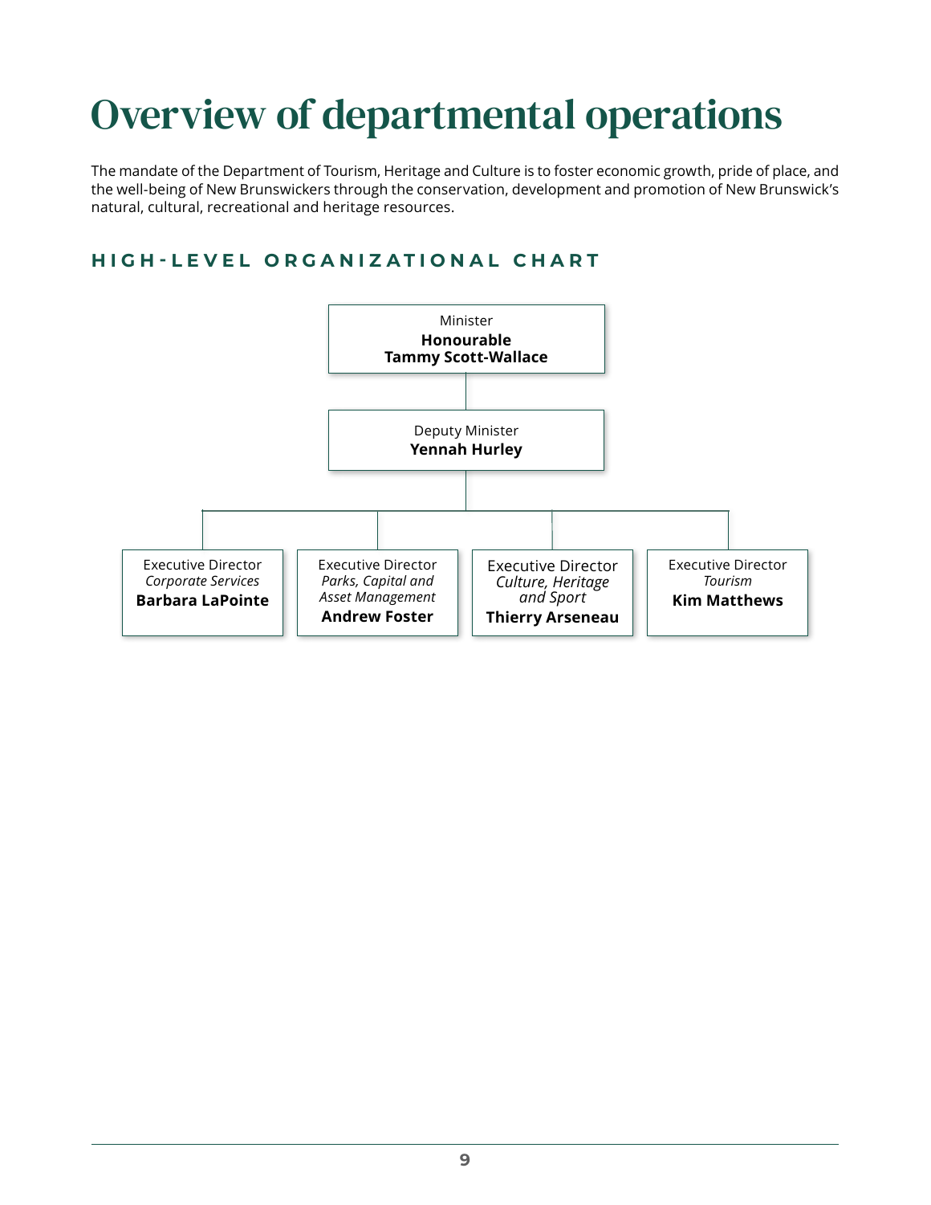# Overview of departmental operations

The mandate of the Department of Tourism, Heritage and Culture is to foster economic growth, pride of place, and the well-being of New Brunswickers through the conservation, development and promotion of New Brunswick's natural, cultural, recreational and heritage resources.

## HIGH-LEVEL ORGANIZATIONAL CHART

Minister
**Honourable Tammy Scott-Wallace**

Deputy Minister
**Yennah Hurley**

- Executive Director, *Corporate Services* — **Barbara LaPointe**
- Executive Director, *Parks, Capital and Asset Management* — **Andrew Foster**
- Executive Director, *Culture, Heritage and Sport* — **Thierry Arseneau**
- Executive Director, *Tourism* — **Kim Matthews**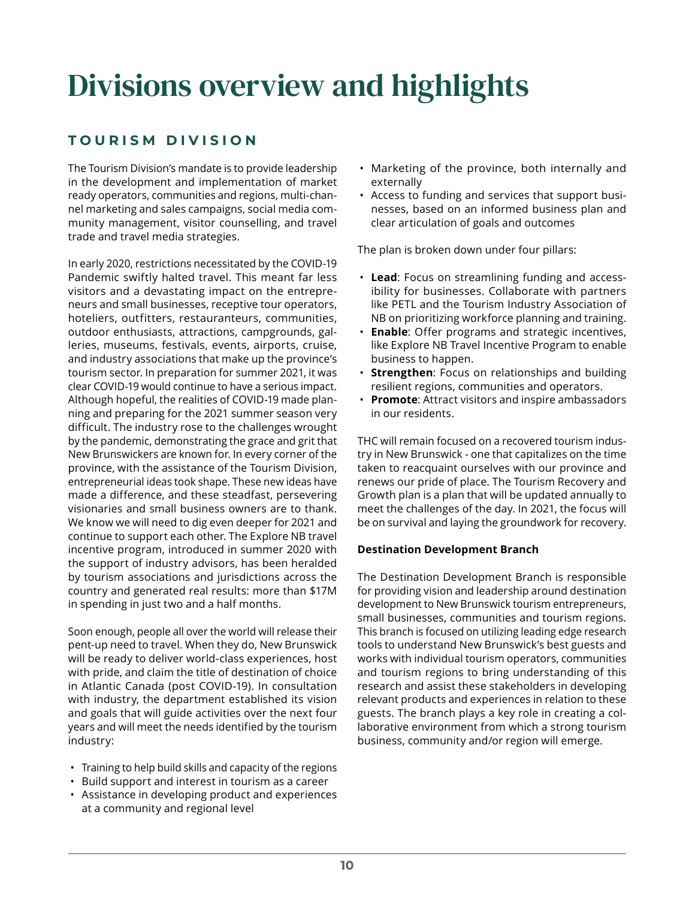# Divisions overview and highlights

## TOURISM DIVISION

The Tourism Division's mandate is to provide leadership in the development and implementation of market ready operators, communities and regions, multi-channel marketing and sales campaigns, social media community management, visitor counselling, and travel trade and travel media strategies.

In early 2020, restrictions necessitated by the COVID-19 Pandemic swiftly halted travel. This meant far less visitors and a devastating impact on the entrepreneurs and small businesses, receptive tour operators, hoteliers, outfitters, restauranteurs, communities, outdoor enthusiasts, attractions, campgrounds, galleries, museums, festivals, events, airports, cruise, and industry associations that make up the province's tourism sector. In preparation for summer 2021, it was clear COVID-19 would continue to have a serious impact. Although hopeful, the realities of COVID-19 made planning and preparing for the 2021 summer season very difficult. The industry rose to the challenges wrought by the pandemic, demonstrating the grace and grit that New Brunswickers are known for. In every corner of the province, with the assistance of the Tourism Division, entrepreneurial ideas took shape. These new ideas have made a difference, and these steadfast, persevering visionaries and small business owners are to thank. We know we will need to dig even deeper for 2021 and continue to support each other. The Explore NB travel incentive program, introduced in summer 2020 with the support of industry advisors, has been heralded by tourism associations and jurisdictions across the country and generated real results: more than $17M in spending in just two and a half months.

Soon enough, people all over the world will release their pent-up need to travel. When they do, New Brunswick will be ready to deliver world-class experiences, host with pride, and claim the title of destination of choice in Atlantic Canada (post COVID-19). In consultation with industry, the department established its vision and goals that will guide activities over the next four years and will meet the needs identified by the tourism industry:

- Training to help build skills and capacity of the regions
- Build support and interest in tourism as a career
- Assistance in developing product and experiences at a community and regional level
- Marketing of the province, both internally and externally
- Access to funding and services that support businesses, based on an informed business plan and clear articulation of goals and outcomes

The plan is broken down under four pillars:

- **Lead**: Focus on streamlining funding and accessibility for businesses. Collaborate with partners like PETL and the Tourism Industry Association of NB on prioritizing workforce planning and training.
- **Enable**: Offer programs and strategic incentives, like Explore NB Travel Incentive Program to enable business to happen.
- **Strengthen**: Focus on relationships and building resilient regions, communities and operators.
- **Promote**: Attract visitors and inspire ambassadors in our residents.

THC will remain focused on a recovered tourism industry in New Brunswick - one that capitalizes on the time taken to reacquaint ourselves with our province and renews our pride of place. The Tourism Recovery and Growth plan is a plan that will be updated annually to meet the challenges of the day. In 2021, the focus will be on survival and laying the groundwork for recovery.

**Destination Development Branch**

The Destination Development Branch is responsible for providing vision and leadership around destination development to New Brunswick tourism entrepreneurs, small businesses, communities and tourism regions. This branch is focused on utilizing leading edge research tools to understand New Brunswick's best guests and works with individual tourism operators, communities and tourism regions to bring understanding of this research and assist these stakeholders in developing relevant products and experiences in relation to these guests. The branch plays a key role in creating a collaborative environment from which a strong tourism business, community and/or region will emerge.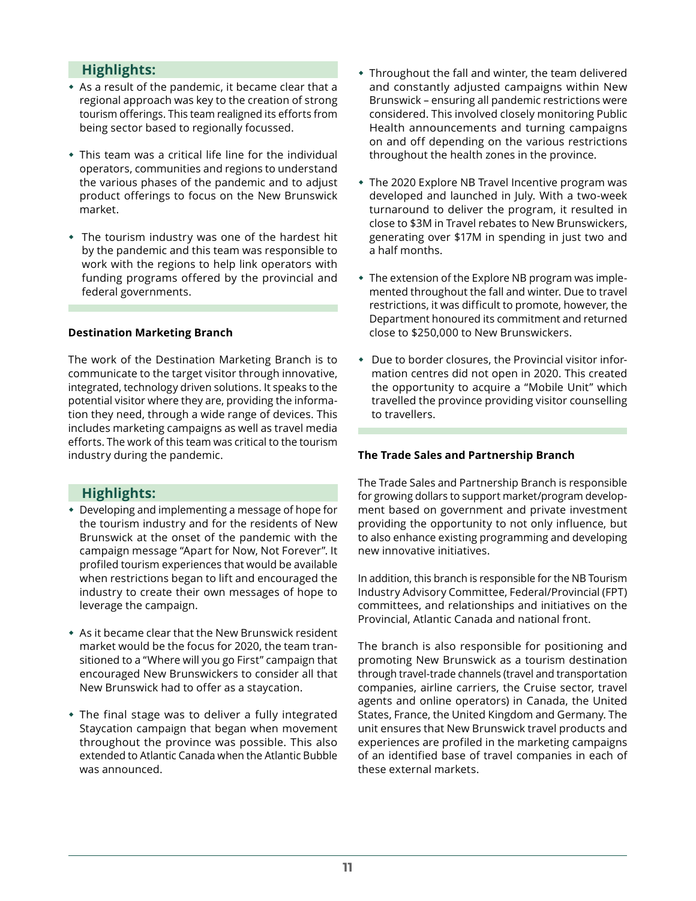## Highlights:

- As a result of the pandemic, it became clear that a regional approach was key to the creation of strong tourism offerings. This team realigned its efforts from being sector based to regionally focussed.
- This team was a critical life line for the individual operators, communities and regions to understand the various phases of the pandemic and to adjust product offerings to focus on the New Brunswick market.
- The tourism industry was one of the hardest hit by the pandemic and this team was responsible to work with the regions to help link operators with funding programs offered by the provincial and federal governments.

**Destination Marketing Branch**

The work of the Destination Marketing Branch is to communicate to the target visitor through innovative, integrated, technology driven solutions. It speaks to the potential visitor where they are, providing the information they need, through a wide range of devices. This includes marketing campaigns as well as travel media efforts. The work of this team was critical to the tourism industry during the pandemic.

## Highlights:

- Developing and implementing a message of hope for the tourism industry and for the residents of New Brunswick at the onset of the pandemic with the campaign message "Apart for Now, Not Forever". It profiled tourism experiences that would be available when restrictions began to lift and encouraged the industry to create their own messages of hope to leverage the campaign.
- As it became clear that the New Brunswick resident market would be the focus for 2020, the team transitioned to a "Where will you go First" campaign that encouraged New Brunswickers to consider all that New Brunswick had to offer as a staycation.
- The final stage was to deliver a fully integrated Staycation campaign that began when movement throughout the province was possible. This also extended to Atlantic Canada when the Atlantic Bubble was announced.
- Throughout the fall and winter, the team delivered and constantly adjusted campaigns within New Brunswick – ensuring all pandemic restrictions were considered. This involved closely monitoring Public Health announcements and turning campaigns on and off depending on the various restrictions throughout the health zones in the province.
- The 2020 Explore NB Travel Incentive program was developed and launched in July. With a two-week turnaround to deliver the program, it resulted in close to $3M in Travel rebates to New Brunswickers, generating over $17M in spending in just two and a half months.
- The extension of the Explore NB program was implemented throughout the fall and winter. Due to travel restrictions, it was difficult to promote, however, the Department honoured its commitment and returned close to $250,000 to New Brunswickers.
- Due to border closures, the Provincial visitor information centres did not open in 2020. This created the opportunity to acquire a "Mobile Unit" which travelled the province providing visitor counselling to travellers.

**The Trade Sales and Partnership Branch**

The Trade Sales and Partnership Branch is responsible for growing dollars to support market/program development based on government and private investment providing the opportunity to not only influence, but to also enhance existing programming and developing new innovative initiatives.

In addition, this branch is responsible for the NB Tourism Industry Advisory Committee, Federal/Provincial (FPT) committees, and relationships and initiatives on the Provincial, Atlantic Canada and national front.

The branch is also responsible for positioning and promoting New Brunswick as a tourism destination through travel-trade channels (travel and transportation companies, airline carriers, the Cruise sector, travel agents and online operators) in Canada, the United States, France, the United Kingdom and Germany. The unit ensures that New Brunswick travel products and experiences are profiled in the marketing campaigns of an identified base of travel companies in each of these external markets.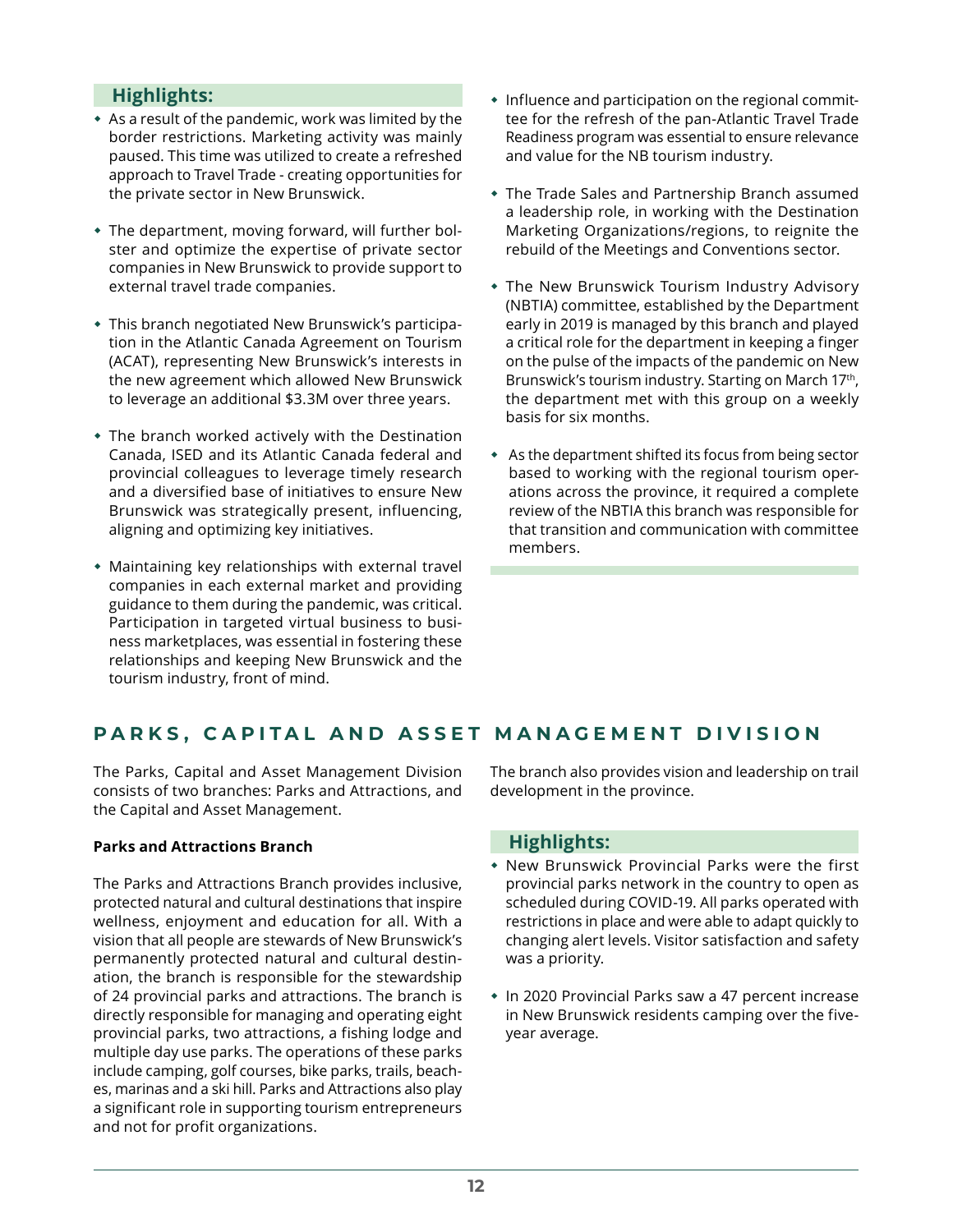### Highlights:

- As a result of the pandemic, work was limited by the border restrictions. Marketing activity was mainly paused. This time was utilized to create a refreshed approach to Travel Trade - creating opportunities for the private sector in New Brunswick.
- The department, moving forward, will further bolster and optimize the expertise of private sector companies in New Brunswick to provide support to external travel trade companies.
- This branch negotiated New Brunswick's participation in the Atlantic Canada Agreement on Tourism (ACAT), representing New Brunswick's interests in the new agreement which allowed New Brunswick to leverage an additional $3.3M over three years.
- The branch worked actively with the Destination Canada, ISED and its Atlantic Canada federal and provincial colleagues to leverage timely research and a diversified base of initiatives to ensure New Brunswick was strategically present, influencing, aligning and optimizing key initiatives.
- Maintaining key relationships with external travel companies in each external market and providing guidance to them during the pandemic, was critical. Participation in targeted virtual business to business marketplaces, was essential in fostering these relationships and keeping New Brunswick and the tourism industry, front of mind.
- Influence and participation on the regional committee for the refresh of the pan-Atlantic Travel Trade Readiness program was essential to ensure relevance and value for the NB tourism industry.
- The Trade Sales and Partnership Branch assumed a leadership role, in working with the Destination Marketing Organizations/regions, to reignite the rebuild of the Meetings and Conventions sector.
- The New Brunswick Tourism Industry Advisory (NBTIA) committee, established by the Department early in 2019 is managed by this branch and played a critical role for the department in keeping a finger on the pulse of the impacts of the pandemic on New Brunswick's tourism industry. Starting on March 17th, the department met with this group on a weekly basis for six months.
- As the department shifted its focus from being sector based to working with the regional tourism operations across the province, it required a complete review of the NBTIA this branch was responsible for that transition and communication with committee members.

## PARKS, CAPITAL AND ASSET MANAGEMENT DIVISION

The Parks, Capital and Asset Management Division consists of two branches: Parks and Attractions, and the Capital and Asset Management.

**Parks and Attractions Branch**

The Parks and Attractions Branch provides inclusive, protected natural and cultural destinations that inspire wellness, enjoyment and education for all. With a vision that all people are stewards of New Brunswick's permanently protected natural and cultural destination, the branch is responsible for the stewardship of 24 provincial parks and attractions. The branch is directly responsible for managing and operating eight provincial parks, two attractions, a fishing lodge and multiple day use parks. The operations of these parks include camping, golf courses, bike parks, trails, beaches, marinas and a ski hill. Parks and Attractions also play a significant role in supporting tourism entrepreneurs and not for profit organizations.

The branch also provides vision and leadership on trail development in the province.

### Highlights:

- New Brunswick Provincial Parks were the first provincial parks network in the country to open as scheduled during COVID-19. All parks operated with restrictions in place and were able to adapt quickly to changing alert levels. Visitor satisfaction and safety was a priority.
- In 2020 Provincial Parks saw a 47 percent increase in New Brunswick residents camping over the five-year average.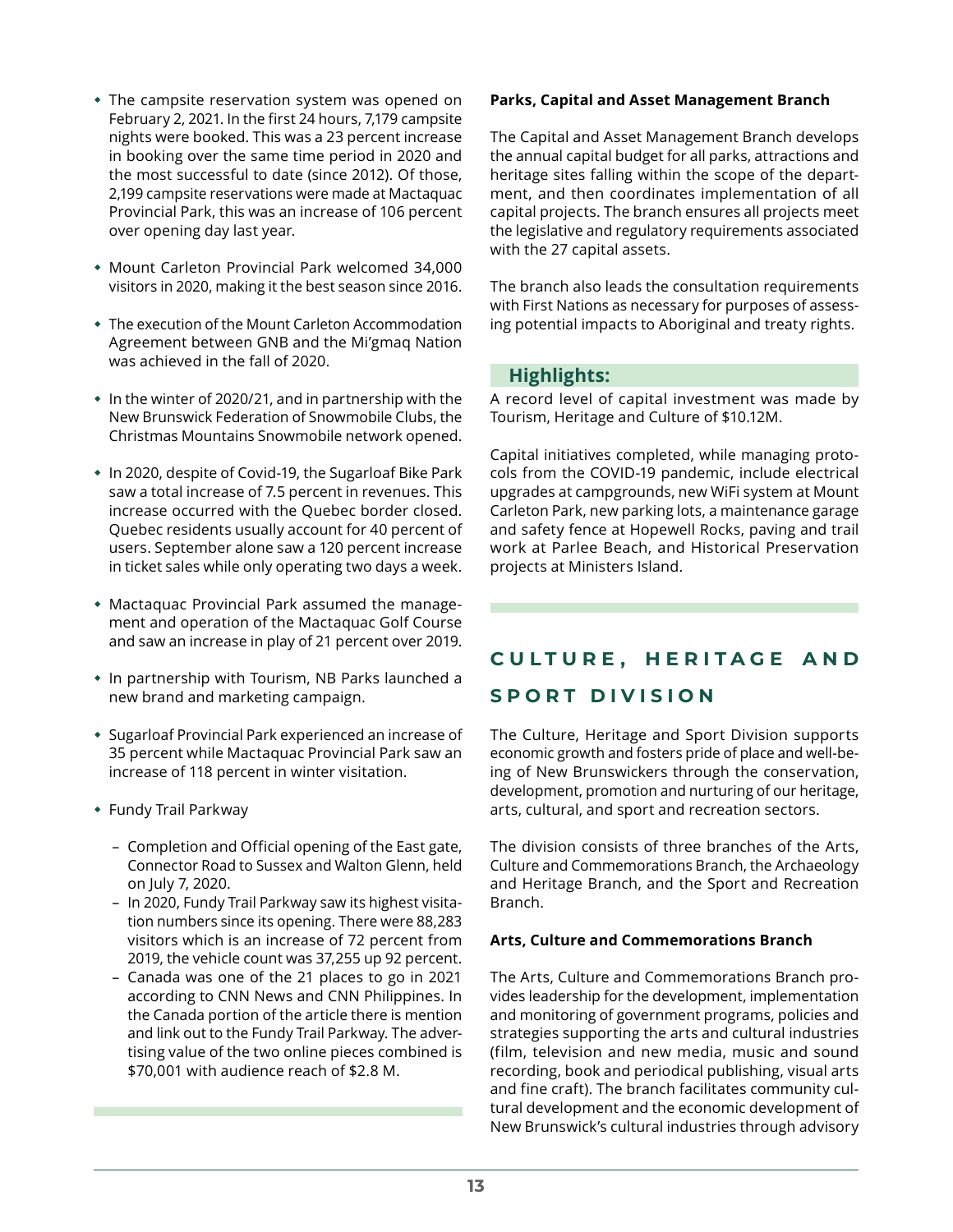- The campsite reservation system was opened on February 2, 2021. In the first 24 hours, 7,179 campsite nights were booked. This was a 23 percent increase in booking over the same time period in 2020 and the most successful to date (since 2012). Of those, 2,199 campsite reservations were made at Mactaquac Provincial Park, this was an increase of 106 percent over opening day last year.
- Mount Carleton Provincial Park welcomed 34,000 visitors in 2020, making it the best season since 2016.
- The execution of the Mount Carleton Accommodation Agreement between GNB and the Mi'gmaq Nation was achieved in the fall of 2020.
- In the winter of 2020/21, and in partnership with the New Brunswick Federation of Snowmobile Clubs, the Christmas Mountains Snowmobile network opened.
- In 2020, despite of Covid-19, the Sugarloaf Bike Park saw a total increase of 7.5 percent in revenues. This increase occurred with the Quebec border closed. Quebec residents usually account for 40 percent of users. September alone saw a 120 percent increase in ticket sales while only operating two days a week.
- Mactaquac Provincial Park assumed the management and operation of the Mactaquac Golf Course and saw an increase in play of 21 percent over 2019.
- In partnership with Tourism, NB Parks launched a new brand and marketing campaign.
- Sugarloaf Provincial Park experienced an increase of 35 percent while Mactaquac Provincial Park saw an increase of 118 percent in winter visitation.
- Fundy Trail Parkway
  - Completion and Official opening of the East gate, Connector Road to Sussex and Walton Glenn, held on July 7, 2020.
  - In 2020, Fundy Trail Parkway saw its highest visitation numbers since its opening. There were 88,283 visitors which is an increase of 72 percent from 2019, the vehicle count was 37,255 up 92 percent.
  - Canada was one of the 21 places to go in 2021 according to CNN News and CNN Philippines. In the Canada portion of the article there is mention and link out to the Fundy Trail Parkway. The advertising value of the two online pieces combined is $70,001 with audience reach of $2.8 M.

**Parks, Capital and Asset Management Branch**

The Capital and Asset Management Branch develops the annual capital budget for all parks, attractions and heritage sites falling within the scope of the department, and then coordinates implementation of all capital projects. The branch ensures all projects meet the legislative and regulatory requirements associated with the 27 capital assets.

The branch also leads the consultation requirements with First Nations as necessary for purposes of assessing potential impacts to Aboriginal and treaty rights.

### Highlights:

A record level of capital investment was made by Tourism, Heritage and Culture of $10.12M.

Capital initiatives completed, while managing protocols from the COVID-19 pandemic, include electrical upgrades at campgrounds, new WiFi system at Mount Carleton Park, new parking lots, a maintenance garage and safety fence at Hopewell Rocks, paving and trail work at Parlee Beach, and Historical Preservation projects at Ministers Island.

## CULTURE, HERITAGE AND SPORT DIVISION

The Culture, Heritage and Sport Division supports economic growth and fosters pride of place and well-being of New Brunswickers through the conservation, development, promotion and nurturing of our heritage, arts, cultural, and sport and recreation sectors.

The division consists of three branches of the Arts, Culture and Commemorations Branch, the Archaeology and Heritage Branch, and the Sport and Recreation Branch.

**Arts, Culture and Commemorations Branch**

The Arts, Culture and Commemorations Branch provides leadership for the development, implementation and monitoring of government programs, policies and strategies supporting the arts and cultural industries (film, television and new media, music and sound recording, book and periodical publishing, visual arts and fine craft). The branch facilitates community cultural development and the economic development of New Brunswick's cultural industries through advisory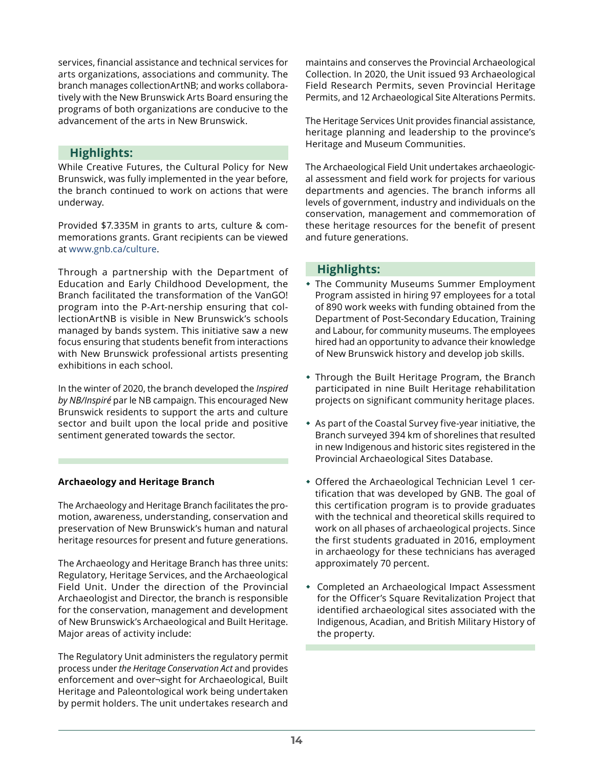services, financial assistance and technical services for arts organizations, associations and community. The branch manages collectionArtNB; and works collaboratively with the New Brunswick Arts Board ensuring the programs of both organizations are conducive to the advancement of the arts in New Brunswick.

### Highlights:

While Creative Futures, the Cultural Policy for New Brunswick, was fully implemented in the year before, the branch continued to work on actions that were underway.

Provided $7.335M in grants to arts, culture & commemorations grants. Grant recipients can be viewed at www.gnb.ca/culture.

Through a partnership with the Department of Education and Early Childhood Development, the Branch facilitated the transformation of the VanGO! program into the P-Art-nership ensuring that collectionArtNB is visible in New Brunswick's schools managed by bands system. This initiative saw a new focus ensuring that students benefit from interactions with New Brunswick professional artists presenting exhibitions in each school.

In the winter of 2020, the branch developed the *Inspired by NB/Inspiré* par le NB campaign. This encouraged New Brunswick residents to support the arts and culture sector and built upon the local pride and positive sentiment generated towards the sector.

**Archaeology and Heritage Branch**

The Archaeology and Heritage Branch facilitates the promotion, awareness, understanding, conservation and preservation of New Brunswick's human and natural heritage resources for present and future generations.

The Archaeology and Heritage Branch has three units: Regulatory, Heritage Services, and the Archaeological Field Unit. Under the direction of the Provincial Archaeologist and Director, the branch is responsible for the conservation, management and development of New Brunswick's Archaeological and Built Heritage. Major areas of activity include:

The Regulatory Unit administers the regulatory permit process under *the Heritage Conservation Act* and provides enforcement and over¬sight for Archaeological, Built Heritage and Paleontological work being undertaken by permit holders. The unit undertakes research and maintains and conserves the Provincial Archaeological Collection. In 2020, the Unit issued 93 Archaeological Field Research Permits, seven Provincial Heritage Permits, and 12 Archaeological Site Alterations Permits.

The Heritage Services Unit provides financial assistance, heritage planning and leadership to the province's Heritage and Museum Communities.

The Archaeological Field Unit undertakes archaeological assessment and field work for projects for various departments and agencies. The branch informs all levels of government, industry and individuals on the conservation, management and commemoration of these heritage resources for the benefit of present and future generations.

### Highlights:

- The Community Museums Summer Employment Program assisted in hiring 97 employees for a total of 890 work weeks with funding obtained from the Department of Post-Secondary Education, Training and Labour, for community museums. The employees hired had an opportunity to advance their knowledge of New Brunswick history and develop job skills.
- Through the Built Heritage Program, the Branch participated in nine Built Heritage rehabilitation projects on significant community heritage places.
- As part of the Coastal Survey five-year initiative, the Branch surveyed 394 km of shorelines that resulted in new Indigenous and historic sites registered in the Provincial Archaeological Sites Database.
- Offered the Archaeological Technician Level 1 certification that was developed by GNB. The goal of this certification program is to provide graduates with the technical and theoretical skills required to work on all phases of archaeological projects. Since the first students graduated in 2016, employment in archaeology for these technicians has averaged approximately 70 percent.
- Completed an Archaeological Impact Assessment for the Officer's Square Revitalization Project that identified archaeological sites associated with the Indigenous, Acadian, and British Military History of the property.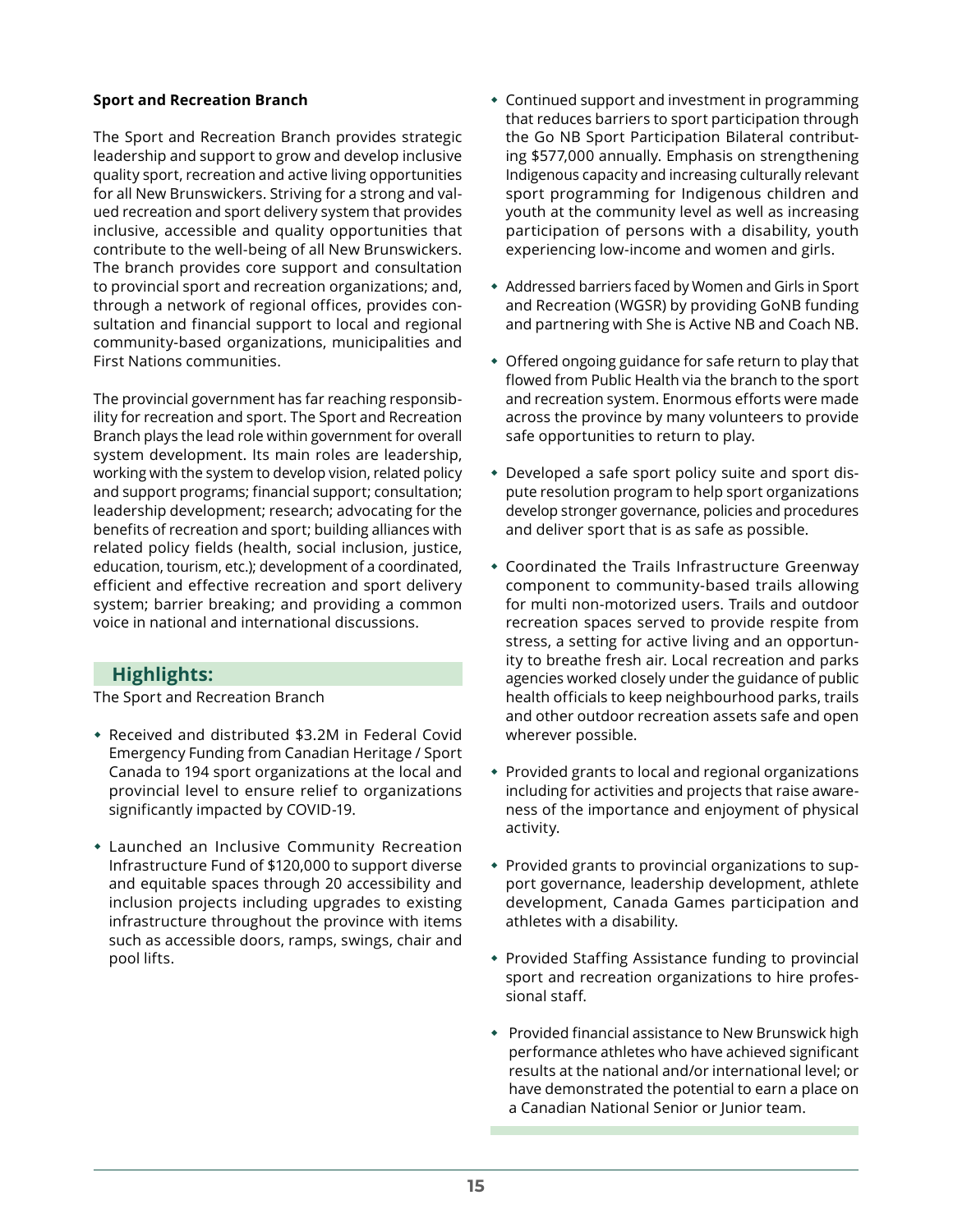### Sport and Recreation Branch

The Sport and Recreation Branch provides strategic leadership and support to grow and develop inclusive quality sport, recreation and active living opportunities for all New Brunswickers. Striving for a strong and valued recreation and sport delivery system that provides inclusive, accessible and quality opportunities that contribute to the well-being of all New Brunswickers. The branch provides core support and consultation to provincial sport and recreation organizations; and, through a network of regional offices, provides consultation and financial support to local and regional community-based organizations, municipalities and First Nations communities.

The provincial government has far reaching responsibility for recreation and sport. The Sport and Recreation Branch plays the lead role within government for overall system development. Its main roles are leadership, working with the system to develop vision, related policy and support programs; financial support; consultation; leadership development; research; advocating for the benefits of recreation and sport; building alliances with related policy fields (health, social inclusion, justice, education, tourism, etc.); development of a coordinated, efficient and effective recreation and sport delivery system; barrier breaking; and providing a common voice in national and international discussions.

## Highlights:

The Sport and Recreation Branch

- Received and distributed $3.2M in Federal Covid Emergency Funding from Canadian Heritage / Sport Canada to 194 sport organizations at the local and provincial level to ensure relief to organizations significantly impacted by COVID-19.
- Launched an Inclusive Community Recreation Infrastructure Fund of $120,000 to support diverse and equitable spaces through 20 accessibility and inclusion projects including upgrades to existing infrastructure throughout the province with items such as accessible doors, ramps, swings, chair and pool lifts.
- Continued support and investment in programming that reduces barriers to sport participation through the Go NB Sport Participation Bilateral contributing $577,000 annually. Emphasis on strengthening Indigenous capacity and increasing culturally relevant sport programming for Indigenous children and youth at the community level as well as increasing participation of persons with a disability, youth experiencing low-income and women and girls.
- Addressed barriers faced by Women and Girls in Sport and Recreation (WGSR) by providing GoNB funding and partnering with She is Active NB and Coach NB.
- Offered ongoing guidance for safe return to play that flowed from Public Health via the branch to the sport and recreation system. Enormous efforts were made across the province by many volunteers to provide safe opportunities to return to play.
- Developed a safe sport policy suite and sport dispute resolution program to help sport organizations develop stronger governance, policies and procedures and deliver sport that is as safe as possible.
- Coordinated the Trails Infrastructure Greenway component to community-based trails allowing for multi non-motorized users. Trails and outdoor recreation spaces served to provide respite from stress, a setting for active living and an opportunity to breathe fresh air. Local recreation and parks agencies worked closely under the guidance of public health officials to keep neighbourhood parks, trails and other outdoor recreation assets safe and open wherever possible.
- Provided grants to local and regional organizations including for activities and projects that raise awareness of the importance and enjoyment of physical activity.
- Provided grants to provincial organizations to support governance, leadership development, athlete development, Canada Games participation and athletes with a disability.
- Provided Staffing Assistance funding to provincial sport and recreation organizations to hire professional staff.
- Provided financial assistance to New Brunswick high performance athletes who have achieved significant results at the national and/or international level; or have demonstrated the potential to earn a place on a Canadian National Senior or Junior team.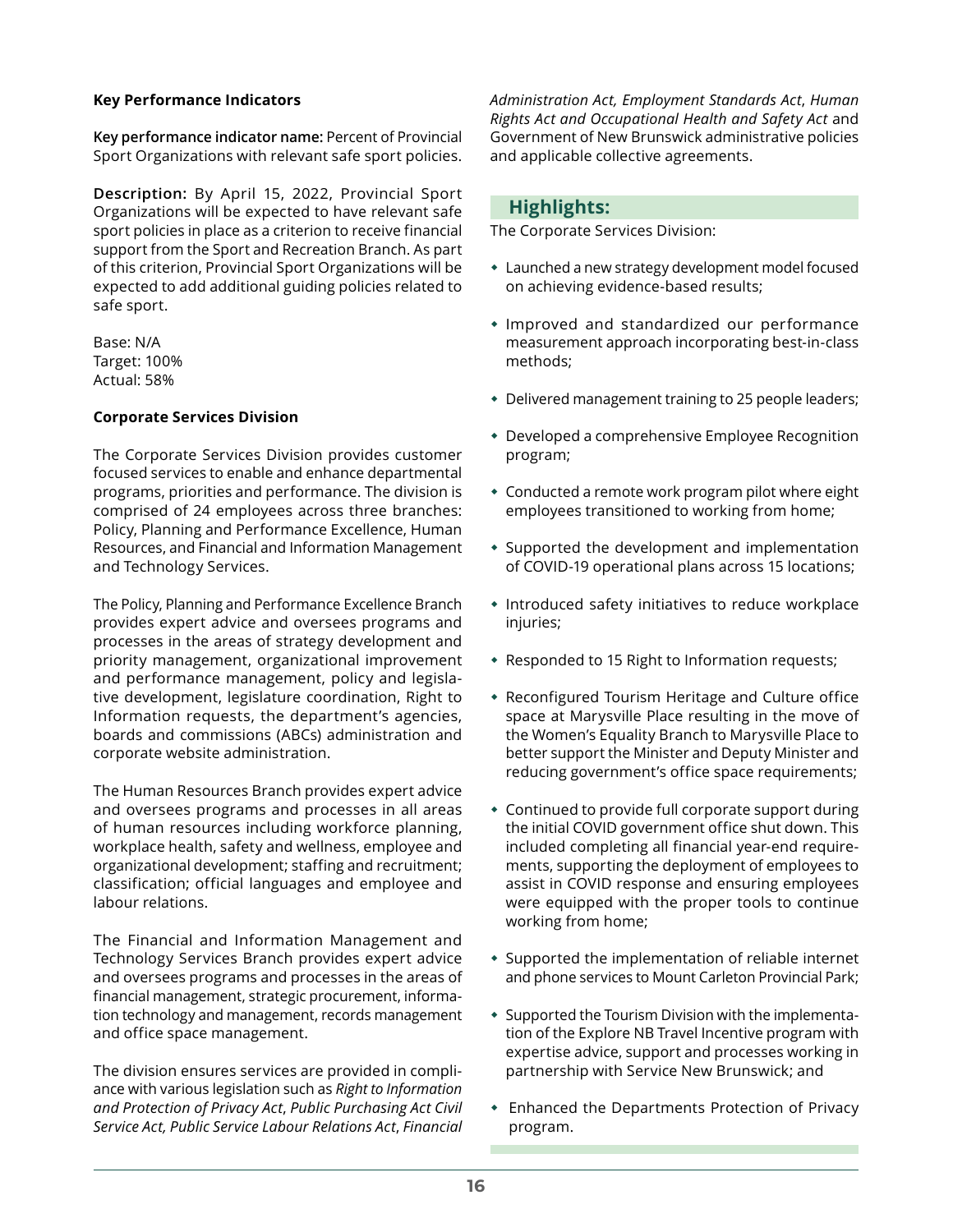**Key Performance Indicators**

**Key performance indicator name:** Percent of Provincial Sport Organizations with relevant safe sport policies.

**Description:** By April 15, 2022, Provincial Sport Organizations will be expected to have relevant safe sport policies in place as a criterion to receive financial support from the Sport and Recreation Branch. As part of this criterion, Provincial Sport Organizations will be expected to add additional guiding policies related to safe sport.

Base: N/A
Target: 100%
Actual: 58%

**Corporate Services Division**

The Corporate Services Division provides customer focused services to enable and enhance departmental programs, priorities and performance. The division is comprised of 24 employees across three branches: Policy, Planning and Performance Excellence, Human Resources, and Financial and Information Management and Technology Services.

The Policy, Planning and Performance Excellence Branch provides expert advice and oversees programs and processes in the areas of strategy development and priority management, organizational improvement and performance management, policy and legislative development, legislature coordination, Right to Information requests, the department's agencies, boards and commissions (ABCs) administration and corporate website administration.

The Human Resources Branch provides expert advice and oversees programs and processes in all areas of human resources including workforce planning, workplace health, safety and wellness, employee and organizational development; staffing and recruitment; classification; official languages and employee and labour relations.

The Financial and Information Management and Technology Services Branch provides expert advice and oversees programs and processes in the areas of financial management, strategic procurement, information technology and management, records management and office space management.

The division ensures services are provided in compliance with various legislation such as *Right to Information and Protection of Privacy Act*, *Public Purchasing Act Civil Service Act, Public Service Labour Relations Act*, *Financial Administration Act, Employment Standards Act*, *Human Rights Act and Occupational Health and Safety Act* and Government of New Brunswick administrative policies and applicable collective agreements.

## Highlights:

The Corporate Services Division:

- Launched a new strategy development model focused on achieving evidence-based results;
- Improved and standardized our performance measurement approach incorporating best-in-class methods;
- Delivered management training to 25 people leaders;
- Developed a comprehensive Employee Recognition program;
- Conducted a remote work program pilot where eight employees transitioned to working from home;
- Supported the development and implementation of COVID-19 operational plans across 15 locations;
- Introduced safety initiatives to reduce workplace injuries;
- Responded to 15 Right to Information requests;
- Reconfigured Tourism Heritage and Culture office space at Marysville Place resulting in the move of the Women's Equality Branch to Marysville Place to better support the Minister and Deputy Minister and reducing government's office space requirements;
- Continued to provide full corporate support during the initial COVID government office shut down. This included completing all financial year-end requirements, supporting the deployment of employees to assist in COVID response and ensuring employees were equipped with the proper tools to continue working from home;
- Supported the implementation of reliable internet and phone services to Mount Carleton Provincial Park;
- Supported the Tourism Division with the implementation of the Explore NB Travel Incentive program with expertise advice, support and processes working in partnership with Service New Brunswick; and
- Enhanced the Departments Protection of Privacy program.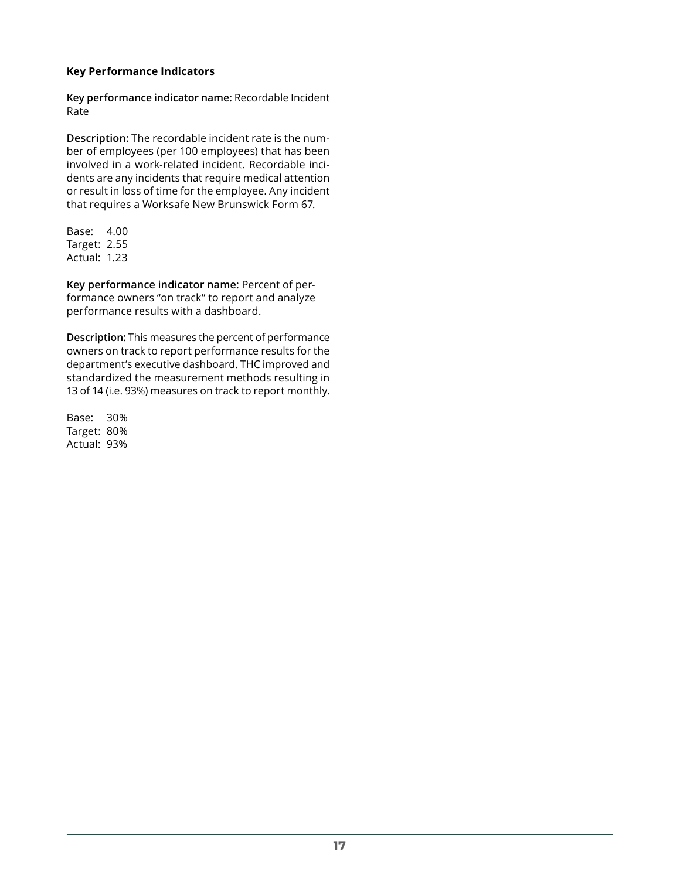**Key Performance Indicators**

**Key performance indicator name:** Recordable Incident Rate

**Description:** The recordable incident rate is the number of employees (per 100 employees) that has been involved in a work-related incident. Recordable incidents are any incidents that require medical attention or result in loss of time for the employee. Any incident that requires a Worksafe New Brunswick Form 67.

Base: 4.00
Target: 2.55
Actual: 1.23

**Key performance indicator name:** Percent of performance owners "on track" to report and analyze performance results with a dashboard.

**Description:** This measures the percent of performance owners on track to report performance results for the department's executive dashboard. THC improved and standardized the measurement methods resulting in 13 of 14 (i.e. 93%) measures on track to report monthly.

Base: 30%
Target: 80%
Actual: 93%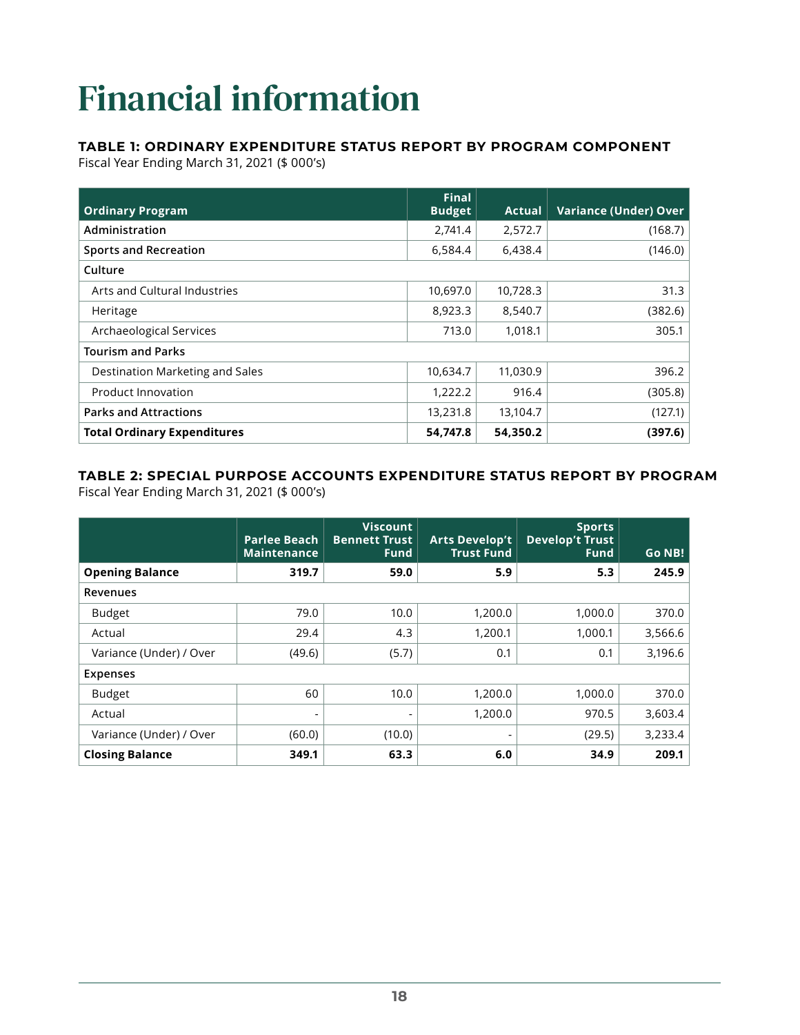# Financial information

### TABLE 1: ORDINARY EXPENDITURE STATUS REPORT BY PROGRAM COMPONENT

Fiscal Year Ending March 31, 2021 ($ 000's)

| Ordinary Program | Final Budget | Actual | Variance (Under) Over |
|---|---|---|---|
| **Administration** | 2,741.4 | 2,572.7 | (168.7) |
| **Sports and Recreation** | 6,584.4 | 6,438.4 | (146.0) |
| **Culture** | | | |
| Arts and Cultural Industries | 10,697.0 | 10,728.3 | 31.3 |
| Heritage | 8,923.3 | 8,540.7 | (382.6) |
| Archaeological Services | 713.0 | 1,018.1 | 305.1 |
| **Tourism and Parks** | | | |
| Destination Marketing and Sales | 10,634.7 | 11,030.9 | 396.2 |
| Product Innovation | 1,222.2 | 916.4 | (305.8) |
| **Parks and Attractions** | 13,231.8 | 13,104.7 | (127.1) |
| **Total Ordinary Expenditures** | **54,747.8** | **54,350.2** | **(397.6)** |

### TABLE 2: SPECIAL PURPOSE ACCOUNTS EXPENDITURE STATUS REPORT BY PROGRAM

Fiscal Year Ending March 31, 2021 ($ 000's)

| | Parlee Beach Maintenance | Viscount Bennett Trust Fund | Arts Develop't Trust Fund | Sports Develop't Trust Fund | Go NB! |
|---|---|---|---|---|---|
| **Opening Balance** | **319.7** | **59.0** | **5.9** | **5.3** | **245.9** |
| Revenues | | | | | |
| Budget | 79.0 | 10.0 | 1,200.0 | 1,000.0 | 370.0 |
| Actual | 29.4 | 4.3 | 1,200.1 | 1,000.1 | 3,566.6 |
| Variance (Under) / Over | (49.6) | (5.7) | 0.1 | 0.1 | 3,196.6 |
| **Expenses** | | | | | |
| Budget | 60 | 10.0 | 1,200.0 | 1,000.0 | 370.0 |
| Actual | - | - | 1,200.0 | 970.5 | 3,603.4 |
| Variance (Under) / Over | (60.0) | (10.0) | - | (29.5) | 3,233.4 |
| **Closing Balance** | **349.1** | **63.3** | **6.0** | **34.9** | **209.1** |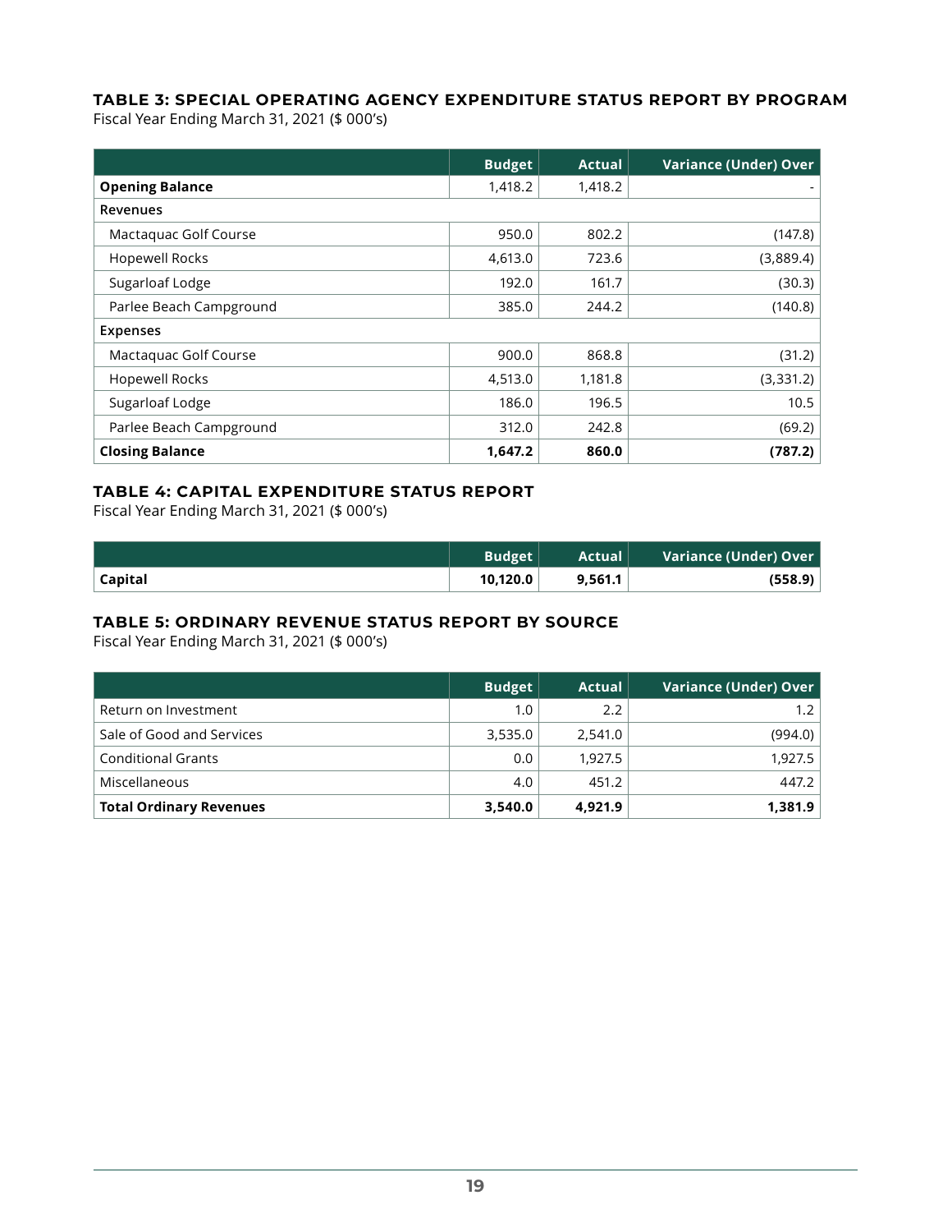### TABLE 3: SPECIAL OPERATING AGENCY EXPENDITURE STATUS REPORT BY PROGRAM

Fiscal Year Ending March 31, 2021 ($ 000's)

| | Budget | Actual | Variance (Under) Over |
|---|---|---|---|
| **Opening Balance** | 1,418.2 | 1,418.2 | - |
| Revenues | | | |
| Mactaquac Golf Course | 950.0 | 802.2 | (147.8) |
| Hopewell Rocks | 4,613.0 | 723.6 | (3,889.4) |
| Sugarloaf Lodge | 192.0 | 161.7 | (30.3) |
| Parlee Beach Campground | 385.0 | 244.2 | (140.8) |
| Expenses | | | |
| Mactaquac Golf Course | 900.0 | 868.8 | (31.2) |
| Hopewell Rocks | 4,513.0 | 1,181.8 | (3,331.2) |
| Sugarloaf Lodge | 186.0 | 196.5 | 10.5 |
| Parlee Beach Campground | 312.0 | 242.8 | (69.2) |
| **Closing Balance** | **1,647.2** | **860.0** | **(787.2)** |

### TABLE 4: CAPITAL EXPENDITURE STATUS REPORT

Fiscal Year Ending March 31, 2021 ($ 000's)

| | Budget | Actual | Variance (Under) Over |
|---|---|---|---|
| **Capital** | **10,120.0** | **9,561.1** | **(558.9)** |

### TABLE 5: ORDINARY REVENUE STATUS REPORT BY SOURCE

Fiscal Year Ending March 31, 2021 ($ 000's)

| | Budget | Actual | Variance (Under) Over |
|---|---|---|---|
| Return on Investment | 1.0 | 2.2 | 1.2 |
| Sale of Good and Services | 3,535.0 | 2,541.0 | (994.0) |
| Conditional Grants | 0.0 | 1,927.5 | 1,927.5 |
| Miscellaneous | 4.0 | 451.2 | 447.2 |
| **Total Ordinary Revenues** | **3,540.0** | **4,921.9** | **1,381.9** |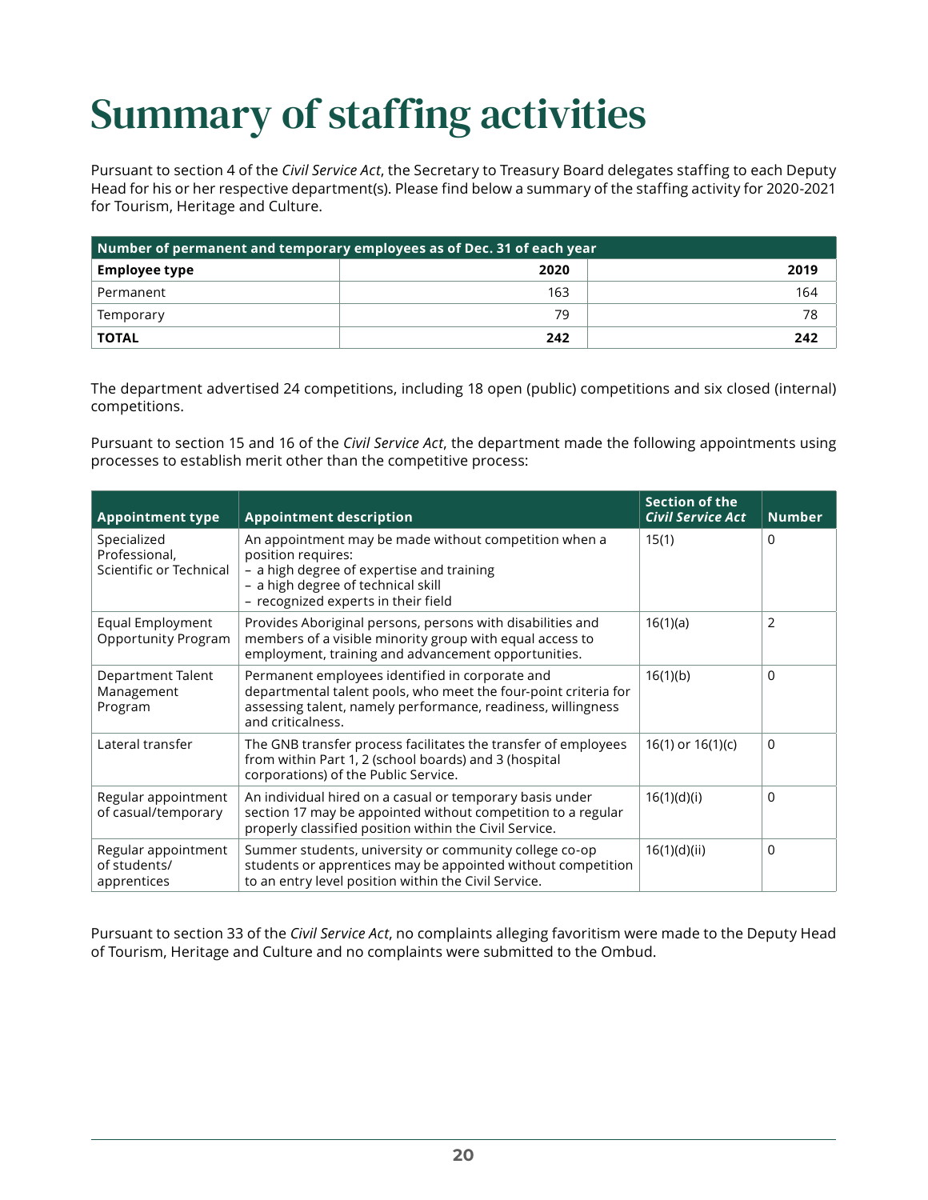# Summary of staffing activities

Pursuant to section 4 of the *Civil Service Act*, the Secretary to Treasury Board delegates staffing to each Deputy Head for his or her respective department(s). Please find below a summary of the staffing activity for 2020-2021 for Tourism, Heritage and Culture.

| Number of permanent and temporary employees as of Dec. 31 of each year | | |
|---|---|---|
| **Employee type** | **2020** | **2019** |
| Permanent | 163 | 164 |
| Temporary | 79 | 78 |
| **TOTAL** | **242** | **242** |

The department advertised 24 competitions, including 18 open (public) competitions and six closed (internal) competitions.

Pursuant to section 15 and 16 of the *Civil Service Act*, the department made the following appointments using processes to establish merit other than the competitive process:

| Appointment type | Appointment description | Section of the *Civil Service Act* | Number |
|---|---|---|---|
| Specialized Professional, Scientific or Technical | An appointment may be made without competition when a position requires:<br>– a high degree of expertise and training<br>– a high degree of technical skill<br>– recognized experts in their field | 15(1) | 0 |
| Equal Employment Opportunity Program | Provides Aboriginal persons, persons with disabilities and members of a visible minority group with equal access to employment, training and advancement opportunities. | 16(1)(a) | 2 |
| Department Talent Management Program | Permanent employees identified in corporate and departmental talent pools, who meet the four-point criteria for assessing talent, namely performance, readiness, willingness and criticalness. | 16(1)(b) | 0 |
| Lateral transfer | The GNB transfer process facilitates the transfer of employees from within Part 1, 2 (school boards) and 3 (hospital corporations) of the Public Service. | 16(1) or 16(1)(c) | 0 |
| Regular appointment of casual/temporary | An individual hired on a casual or temporary basis under section 17 may be appointed without competition to a regular properly classified position within the Civil Service. | 16(1)(d)(i) | 0 |
| Regular appointment of students/ apprentices | Summer students, university or community college co-op students or apprentices may be appointed without competition to an entry level position within the Civil Service. | 16(1)(d)(ii) | 0 |

Pursuant to section 33 of the *Civil Service Act*, no complaints alleging favoritism were made to the Deputy Head of Tourism, Heritage and Culture and no complaints were submitted to the Ombud.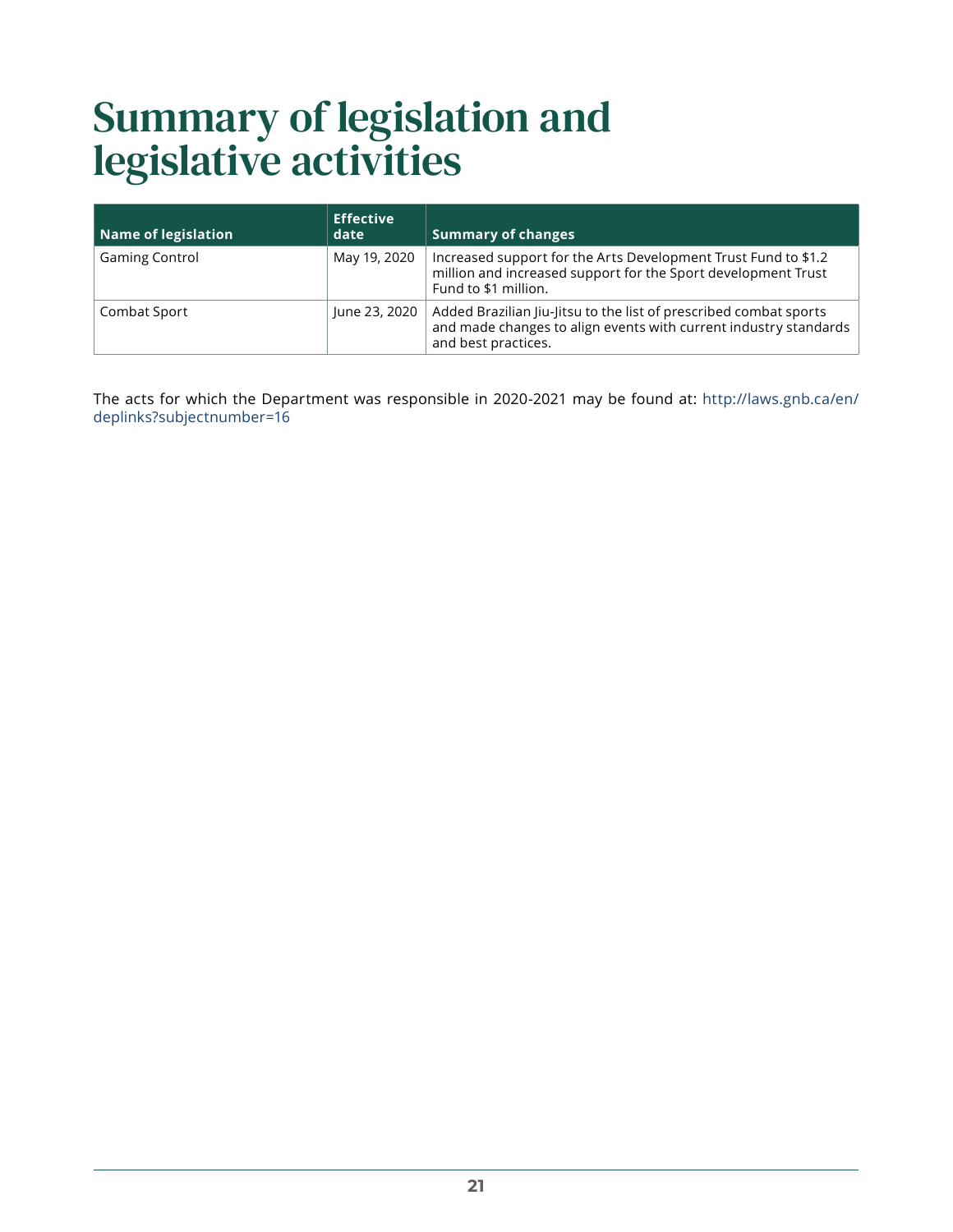# Summary of legislation and legislative activities

| Name of legislation | Effective date | Summary of changes |
| --- | --- | --- |
| Gaming Control | May 19, 2020 | Increased support for the Arts Development Trust Fund to $1.2 million and increased support for the Sport development Trust Fund to $1 million. |
| Combat Sport | June 23, 2020 | Added Brazilian Jiu-Jitsu to the list of prescribed combat sports and made changes to align events with current industry standards and best practices. |

The acts for which the Department was responsible in 2020-2021 may be found at: http://laws.gnb.ca/en/deplinks?subjectnumber=16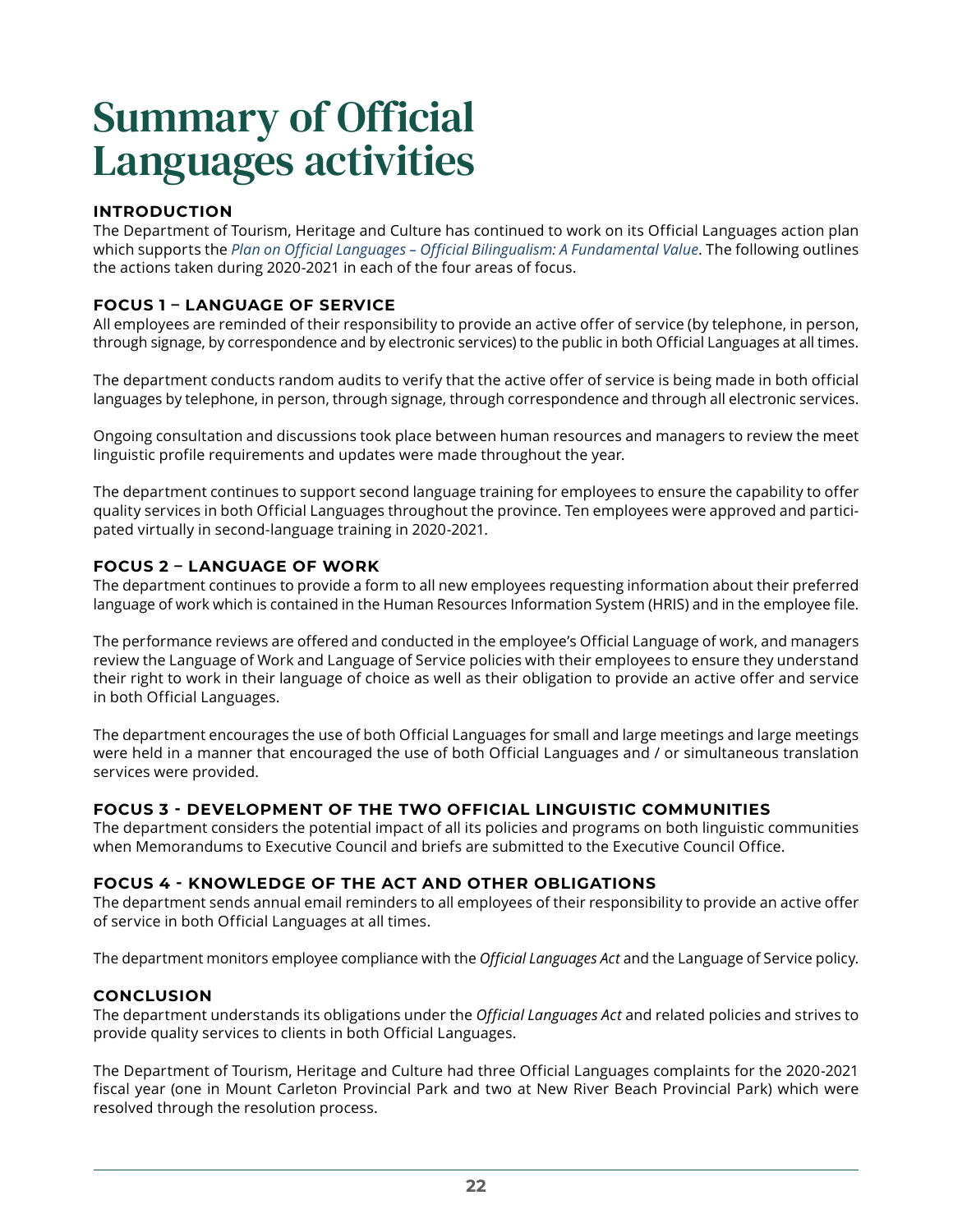# Summary of Official Languages activities

## INTRODUCTION

The Department of Tourism, Heritage and Culture has continued to work on its Official Languages action plan which supports the *Plan on Official Languages – Official Bilingualism: A Fundamental Value*. The following outlines the actions taken during 2020-2021 in each of the four areas of focus.

## FOCUS 1 – LANGUAGE OF SERVICE

All employees are reminded of their responsibility to provide an active offer of service (by telephone, in person, through signage, by correspondence and by electronic services) to the public in both Official Languages at all times.

The department conducts random audits to verify that the active offer of service is being made in both official languages by telephone, in person, through signage, through correspondence and through all electronic services.

Ongoing consultation and discussions took place between human resources and managers to review the meet linguistic profile requirements and updates were made throughout the year.

The department continues to support second language training for employees to ensure the capability to offer quality services in both Official Languages throughout the province. Ten employees were approved and participated virtually in second-language training in 2020-2021.

## FOCUS 2 – LANGUAGE OF WORK

The department continues to provide a form to all new employees requesting information about their preferred language of work which is contained in the Human Resources Information System (HRIS) and in the employee file.

The performance reviews are offered and conducted in the employee's Official Language of work, and managers review the Language of Work and Language of Service policies with their employees to ensure they understand their right to work in their language of choice as well as their obligation to provide an active offer and service in both Official Languages.

The department encourages the use of both Official Languages for small and large meetings and large meetings were held in a manner that encouraged the use of both Official Languages and / or simultaneous translation services were provided.

## FOCUS 3 - DEVELOPMENT OF THE TWO OFFICIAL LINGUISTIC COMMUNITIES

The department considers the potential impact of all its policies and programs on both linguistic communities when Memorandums to Executive Council and briefs are submitted to the Executive Council Office.

## FOCUS 4 - KNOWLEDGE OF THE ACT AND OTHER OBLIGATIONS

The department sends annual email reminders to all employees of their responsibility to provide an active offer of service in both Official Languages at all times.

The department monitors employee compliance with the *Official Languages Act* and the Language of Service policy.

## CONCLUSION

The department understands its obligations under the *Official Languages Act* and related policies and strives to provide quality services to clients in both Official Languages.

The Department of Tourism, Heritage and Culture had three Official Languages complaints for the 2020-2021 fiscal year (one in Mount Carleton Provincial Park and two at New River Beach Provincial Park) which were resolved through the resolution process.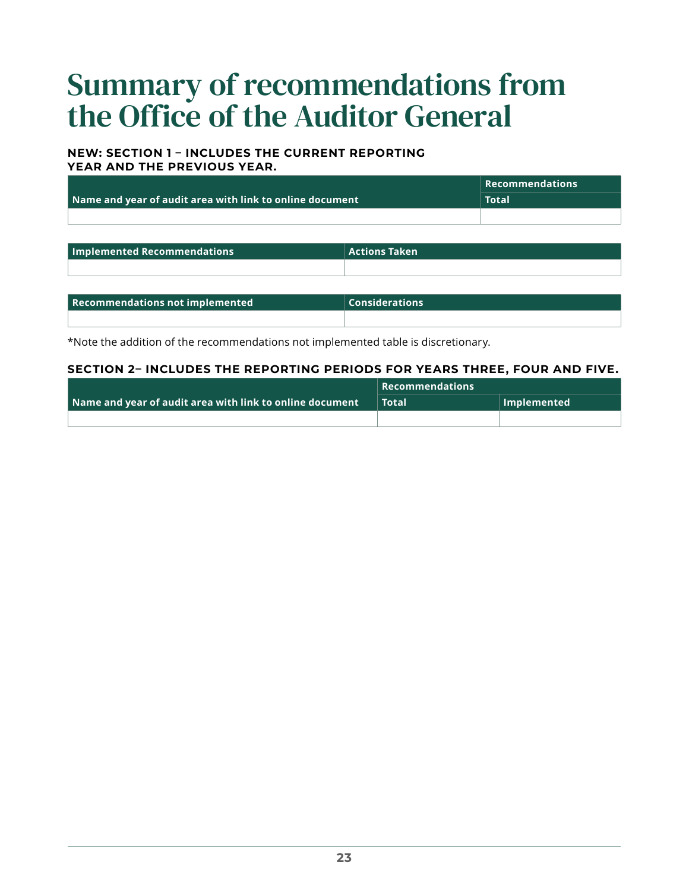# Summary of recommendations from the Office of the Auditor General

#### NEW: SECTION 1 – INCLUDES THE CURRENT REPORTING YEAR AND THE PREVIOUS YEAR.

| | Recommendations |
|---|---|
| Name and year of audit area with link to online document | Total |
| | |

| Implemented Recommendations | Actions Taken |
|---|---|
| | |

| Recommendations not implemented | Considerations |
|---|---|
| | |

*Note the addition of the recommendations not implemented table is discretionary.

#### SECTION 2– INCLUDES THE REPORTING PERIODS FOR YEARS THREE, FOUR AND FIVE.

| | Recommendations | |
|---|---|---|
| Name and year of audit area with link to online document | Total | Implemented |
| | | |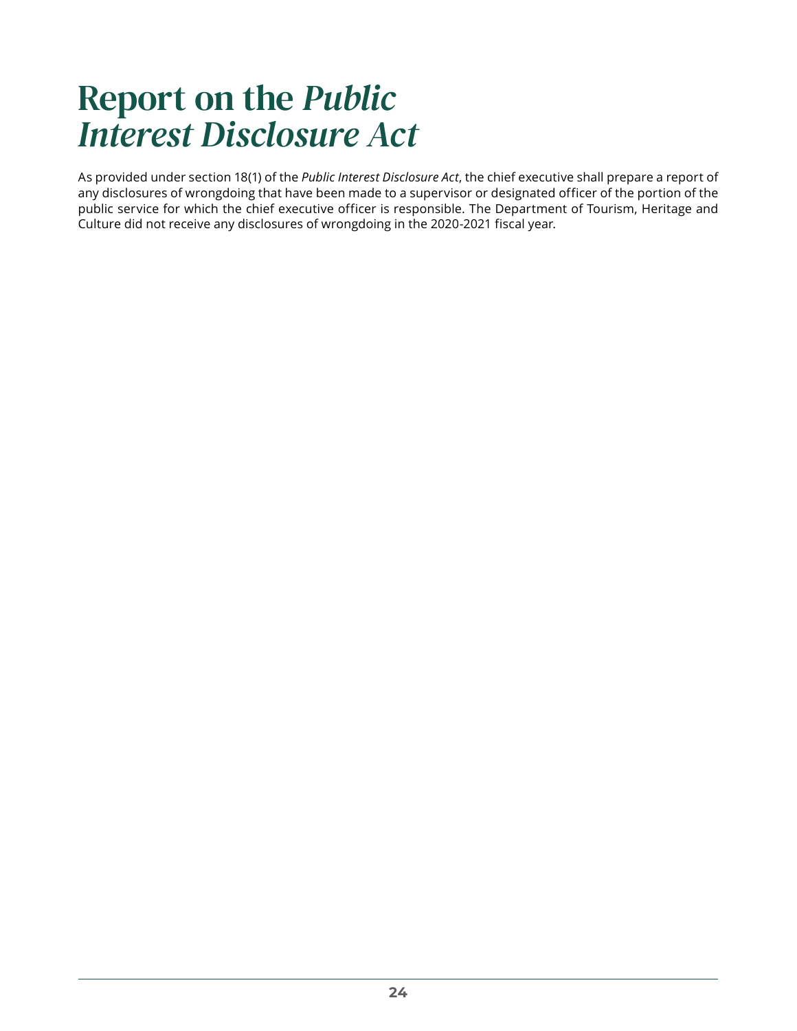# Report on the *Public Interest Disclosure Act*

As provided under section 18(1) of the *Public Interest Disclosure Act*, the chief executive shall prepare a report of any disclosures of wrongdoing that have been made to a supervisor or designated officer of the portion of the public service for which the chief executive officer is responsible. The Department of Tourism, Heritage and Culture did not receive any disclosures of wrongdoing in the 2020-2021 fiscal year.